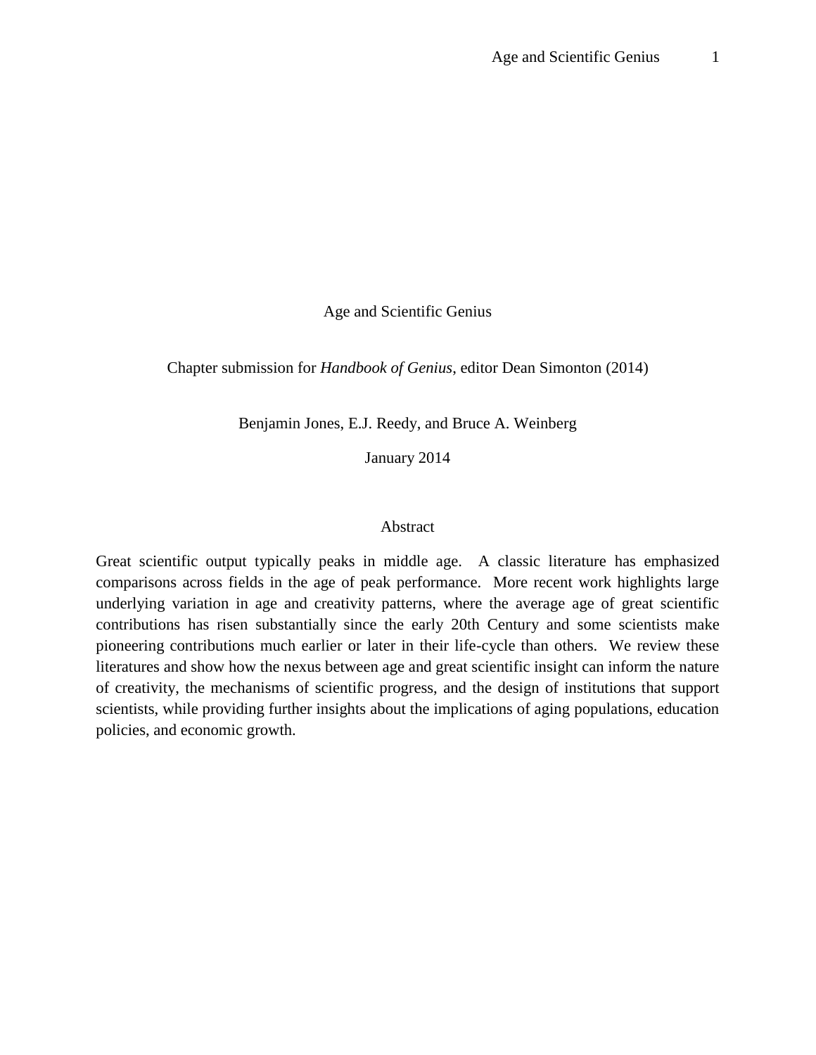# Age and Scientific Genius

Chapter submission for *Handbook of Genius*, editor Dean Simonton (2014)

Benjamin Jones, E.J. Reedy, and Bruce A. Weinberg

January 2014

## Abstract

Great scientific output typically peaks in middle age. A classic literature has emphasized comparisons across fields in the age of peak performance. More recent work highlights large underlying variation in age and creativity patterns, where the average age of great scientific contributions has risen substantially since the early 20th Century and some scientists make pioneering contributions much earlier or later in their life-cycle than others. We review these literatures and show how the nexus between age and great scientific insight can inform the nature of creativity, the mechanisms of scientific progress, and the design of institutions that support scientists, while providing further insights about the implications of aging populations, education policies, and economic growth.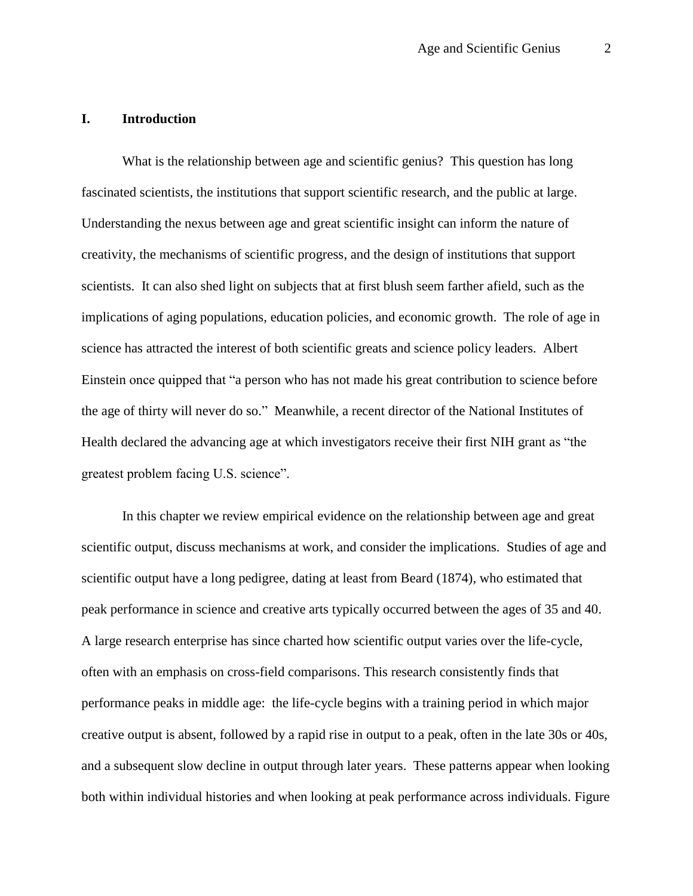## I. Introduction

What is the relationship between age and scientific genius? This question has long fascinated scientists, the institutions that support scientific research, and the public at large. Understanding the nexus between age and great scientific insight can inform the nature of creativity, the mechanisms of scientific progress, and the design of institutions that support scientists. It can also shed light on subjects that at first blush seem farther afield, such as the implications of aging populations, education policies, and economic growth. The role of age in science has attracted the interest of both scientific greats and science policy leaders. Albert Einstein once quipped that "a person who has not made his great contribution to science before the age of thirty will never do so." Meanwhile, a recent director of the National Institutes of Health declared the advancing age at which investigators receive their first NIH grant as "the greatest problem facing U.S. science".

In this chapter we review empirical evidence on the relationship between age and great scientific output, discuss mechanisms at work, and consider the implications. Studies of age and scientific output have a long pedigree, dating at least from Beard (1874), who estimated that peak performance in science and creative arts typically occurred between the ages of 35 and 40. A large research enterprise has since charted how scientific output varies over the life-cycle, often with an emphasis on cross-field comparisons. This research consistently finds that performance peaks in middle age: the life-cycle begins with a training period in which major creative output is absent, followed by a rapid rise in output to a peak, often in the late 30s or 40s, and a subsequent slow decline in output through later years. These patterns appear when looking both within individual histories and when looking at peak performance across individuals. Figure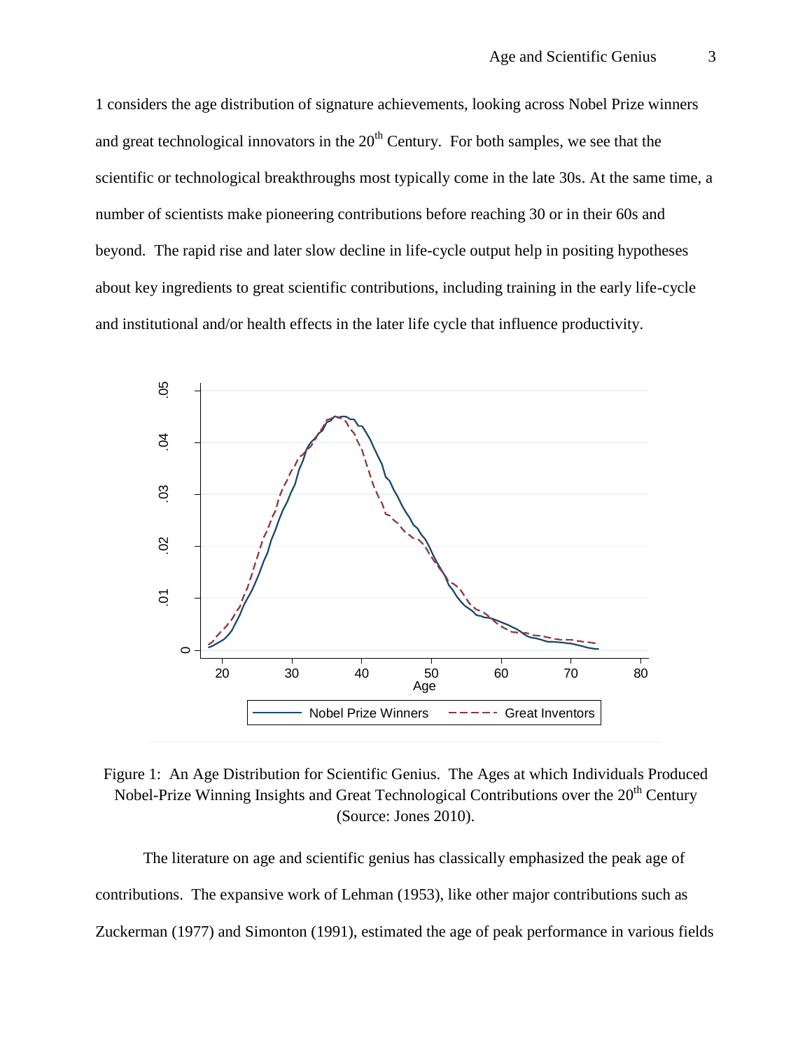1 considers the age distribution of signature achievements, looking across Nobel Prize winners and great technological innovators in the 20th Century. For both samples, we see that the scientific or technological breakthroughs most typically come in the late 30s. At the same time, a number of scientists make pioneering contributions before reaching 30 or in their 60s and beyond. The rapid rise and later slow decline in life-cycle output help in positing hypotheses about key ingredients to great scientific contributions, including training in the early life-cycle and institutional and/or health effects in the later life cycle that influence productivity.

Figure 1: An Age Distribution for Scientific Genius. The Ages at which Individuals Produced Nobel-Prize Winning Insights and Great Technological Contributions over the 20th Century (Source: Jones 2010).

The literature on age and scientific genius has classically emphasized the peak age of contributions. The expansive work of Lehman (1953), like other major contributions such as Zuckerman (1977) and Simonton (1991), estimated the age of peak performance in various fields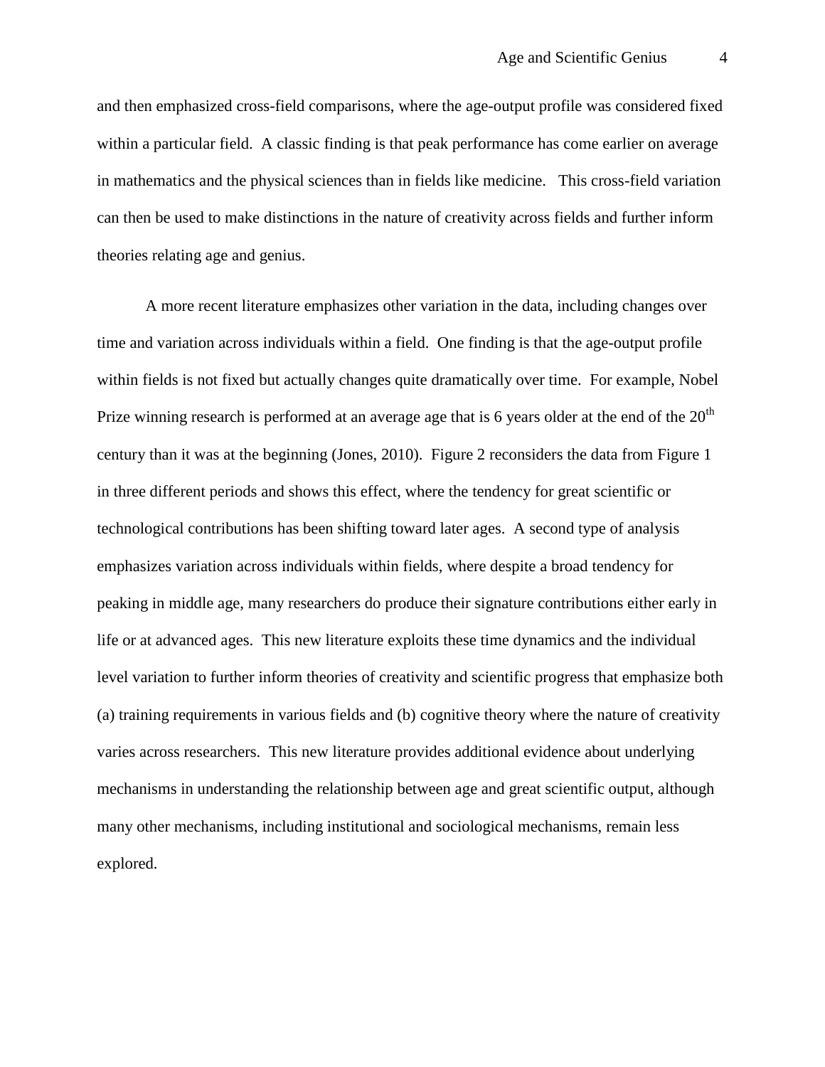and then emphasized cross-field comparisons, where the age-output profile was considered fixed within a particular field. A classic finding is that peak performance has come earlier on average in mathematics and the physical sciences than in fields like medicine. This cross-field variation can then be used to make distinctions in the nature of creativity across fields and further inform theories relating age and genius.

A more recent literature emphasizes other variation in the data, including changes over time and variation across individuals within a field. One finding is that the age-output profile within fields is not fixed but actually changes quite dramatically over time. For example, Nobel Prize winning research is performed at an average age that is 6 years older at the end of the 20th century than it was at the beginning (Jones, 2010). Figure 2 reconsiders the data from Figure 1 in three different periods and shows this effect, where the tendency for great scientific or technological contributions has been shifting toward later ages. A second type of analysis emphasizes variation across individuals within fields, where despite a broad tendency for peaking in middle age, many researchers do produce their signature contributions either early in life or at advanced ages. This new literature exploits these time dynamics and the individual level variation to further inform theories of creativity and scientific progress that emphasize both (a) training requirements in various fields and (b) cognitive theory where the nature of creativity varies across researchers. This new literature provides additional evidence about underlying mechanisms in understanding the relationship between age and great scientific output, although many other mechanisms, including institutional and sociological mechanisms, remain less explored.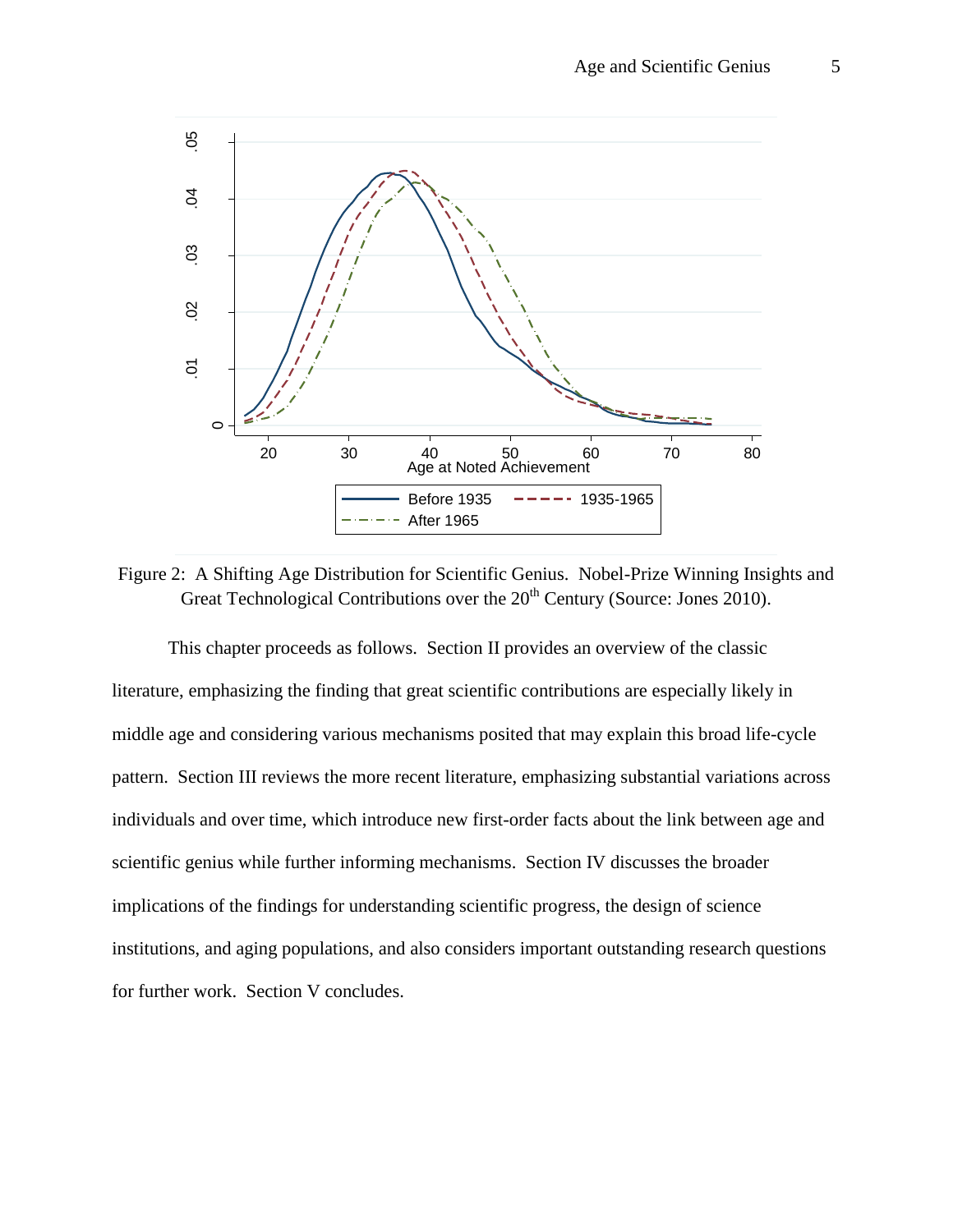Figure 2: A Shifting Age Distribution for Scientific Genius. Nobel-Prize Winning Insights and Great Technological Contributions over the 20th Century (Source: Jones 2010).

This chapter proceeds as follows. Section II provides an overview of the classic literature, emphasizing the finding that great scientific contributions are especially likely in middle age and considering various mechanisms posited that may explain this broad life-cycle pattern. Section III reviews the more recent literature, emphasizing substantial variations across individuals and over time, which introduce new first-order facts about the link between age and scientific genius while further informing mechanisms. Section IV discusses the broader implications of the findings for understanding scientific progress, the design of science institutions, and aging populations, and also considers important outstanding research questions for further work. Section V concludes.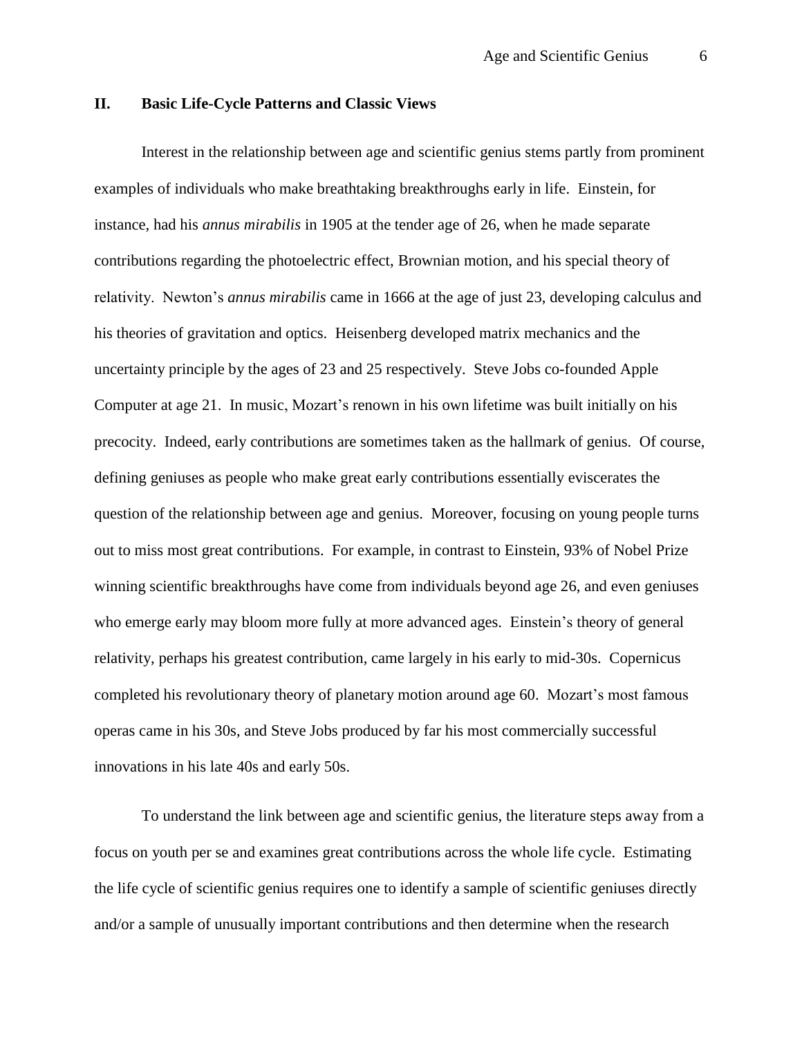## II. Basic Life-Cycle Patterns and Classic Views

Interest in the relationship between age and scientific genius stems partly from prominent examples of individuals who make breathtaking breakthroughs early in life. Einstein, for instance, had his *annus mirabilis* in 1905 at the tender age of 26, when he made separate contributions regarding the photoelectric effect, Brownian motion, and his special theory of relativity. Newton's *annus mirabilis* came in 1666 at the age of just 23, developing calculus and his theories of gravitation and optics. Heisenberg developed matrix mechanics and the uncertainty principle by the ages of 23 and 25 respectively. Steve Jobs co-founded Apple Computer at age 21. In music, Mozart's renown in his own lifetime was built initially on his precocity. Indeed, early contributions are sometimes taken as the hallmark of genius. Of course, defining geniuses as people who make great early contributions essentially eviscerates the question of the relationship between age and genius. Moreover, focusing on young people turns out to miss most great contributions. For example, in contrast to Einstein, 93% of Nobel Prize winning scientific breakthroughs have come from individuals beyond age 26, and even geniuses who emerge early may bloom more fully at more advanced ages. Einstein's theory of general relativity, perhaps his greatest contribution, came largely in his early to mid-30s. Copernicus completed his revolutionary theory of planetary motion around age 60. Mozart's most famous operas came in his 30s, and Steve Jobs produced by far his most commercially successful innovations in his late 40s and early 50s.

To understand the link between age and scientific genius, the literature steps away from a focus on youth per se and examines great contributions across the whole life cycle. Estimating the life cycle of scientific genius requires one to identify a sample of scientific geniuses directly and/or a sample of unusually important contributions and then determine when the research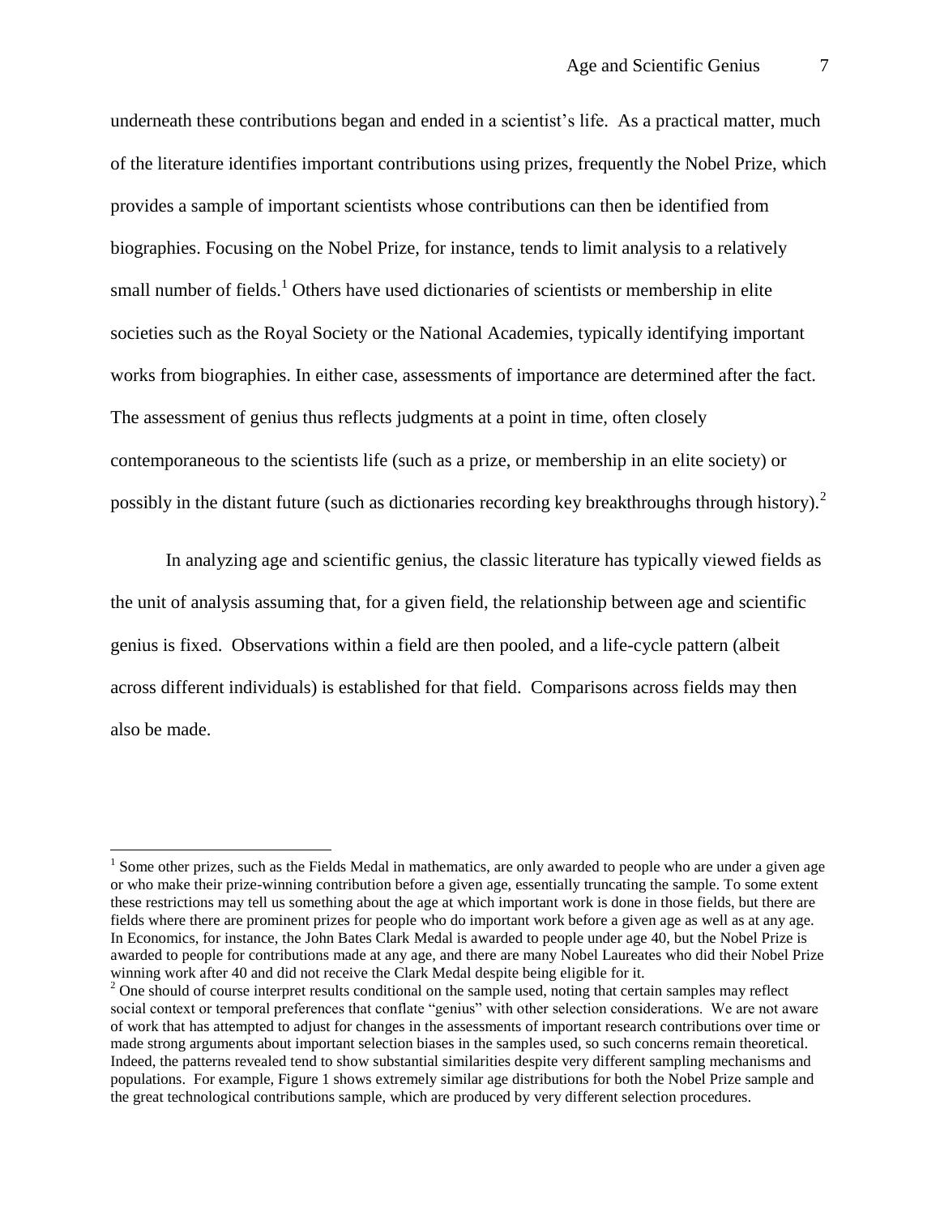underneath these contributions began and ended in a scientist's life. As a practical matter, much of the literature identifies important contributions using prizes, frequently the Nobel Prize, which provides a sample of important scientists whose contributions can then be identified from biographies. Focusing on the Nobel Prize, for instance, tends to limit analysis to a relatively small number of fields.[1] Others have used dictionaries of scientists or membership in elite societies such as the Royal Society or the National Academies, typically identifying important works from biographies. In either case, assessments of importance are determined after the fact. The assessment of genius thus reflects judgments at a point in time, often closely contemporaneous to the scientists life (such as a prize, or membership in an elite society) or possibly in the distant future (such as dictionaries recording key breakthroughs through history).[2]

In analyzing age and scientific genius, the classic literature has typically viewed fields as the unit of analysis assuming that, for a given field, the relationship between age and scientific genius is fixed. Observations within a field are then pooled, and a life-cycle pattern (albeit across different individuals) is established for that field. Comparisons across fields may then also be made.

[1] Some other prizes, such as the Fields Medal in mathematics, are only awarded to people who are under a given age or who make their prize-winning contribution before a given age, essentially truncating the sample. To some extent these restrictions may tell us something about the age at which important work is done in those fields, but there are fields where there are prominent prizes for people who do important work before a given age as well as at any age. In Economics, for instance, the John Bates Clark Medal is awarded to people under age 40, but the Nobel Prize is awarded to people for contributions made at any age, and there are many Nobel Laureates who did their Nobel Prize winning work after 40 and did not receive the Clark Medal despite being eligible for it.

[2] One should of course interpret results conditional on the sample used, noting that certain samples may reflect social context or temporal preferences that conflate "genius" with other selection considerations. We are not aware of work that has attempted to adjust for changes in the assessments of important research contributions over time or made strong arguments about important selection biases in the samples used, so such concerns remain theoretical. Indeed, the patterns revealed tend to show substantial similarities despite very different sampling mechanisms and populations. For example, Figure 1 shows extremely similar age distributions for both the Nobel Prize sample and the great technological contributions sample, which are produced by very different selection procedures.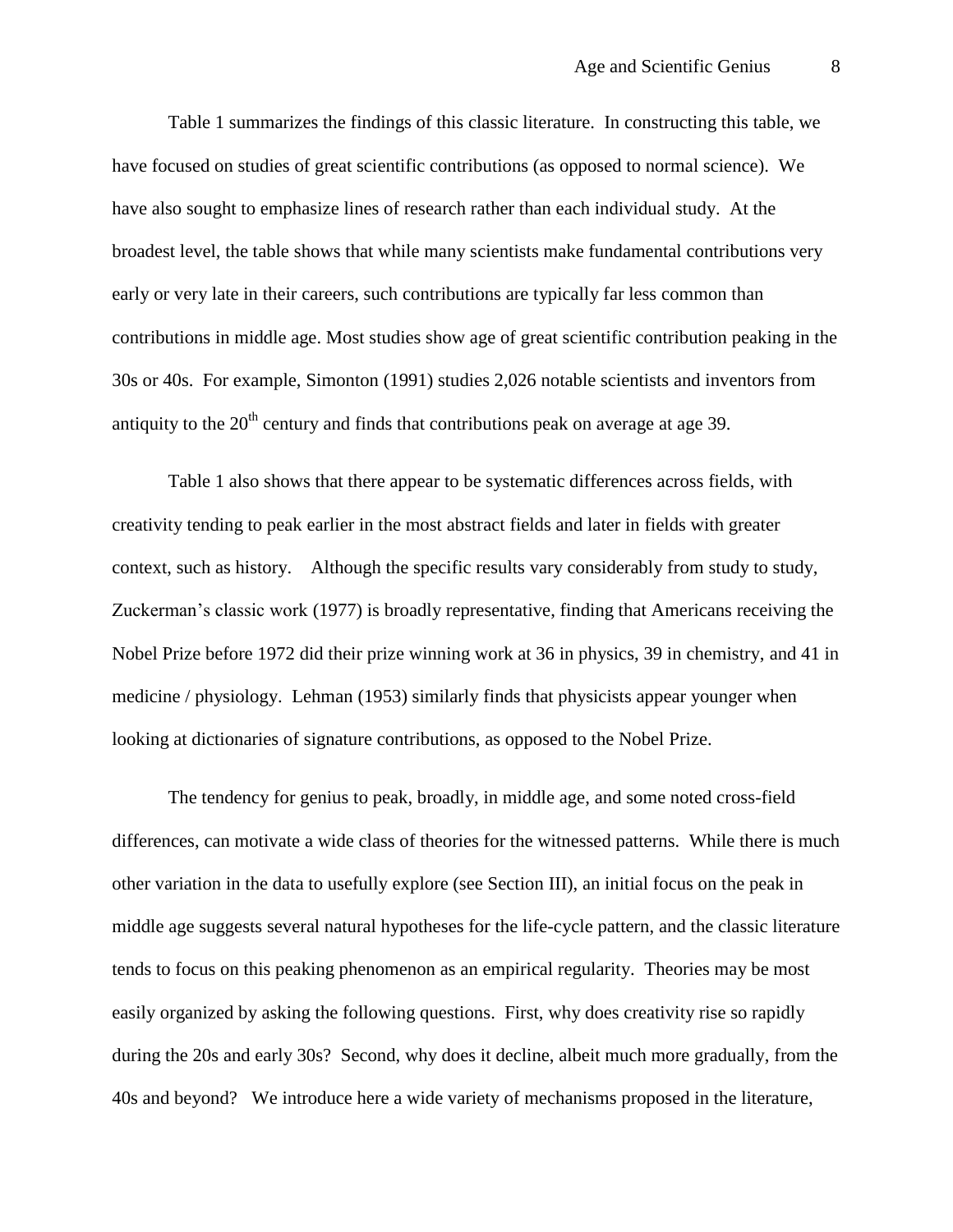Table 1 summarizes the findings of this classic literature. In constructing this table, we have focused on studies of great scientific contributions (as opposed to normal science). We have also sought to emphasize lines of research rather than each individual study. At the broadest level, the table shows that while many scientists make fundamental contributions very early or very late in their careers, such contributions are typically far less common than contributions in middle age. Most studies show age of great scientific contribution peaking in the 30s or 40s. For example, Simonton (1991) studies 2,026 notable scientists and inventors from antiquity to the 20th century and finds that contributions peak on average at age 39.

Table 1 also shows that there appear to be systematic differences across fields, with creativity tending to peak earlier in the most abstract fields and later in fields with greater context, such as history. Although the specific results vary considerably from study to study, Zuckerman's classic work (1977) is broadly representative, finding that Americans receiving the Nobel Prize before 1972 did their prize winning work at 36 in physics, 39 in chemistry, and 41 in medicine / physiology. Lehman (1953) similarly finds that physicists appear younger when looking at dictionaries of signature contributions, as opposed to the Nobel Prize.

The tendency for genius to peak, broadly, in middle age, and some noted cross-field differences, can motivate a wide class of theories for the witnessed patterns. While there is much other variation in the data to usefully explore (see Section III), an initial focus on the peak in middle age suggests several natural hypotheses for the life-cycle pattern, and the classic literature tends to focus on this peaking phenomenon as an empirical regularity. Theories may be most easily organized by asking the following questions. First, why does creativity rise so rapidly during the 20s and early 30s? Second, why does it decline, albeit much more gradually, from the 40s and beyond? We introduce here a wide variety of mechanisms proposed in the literature,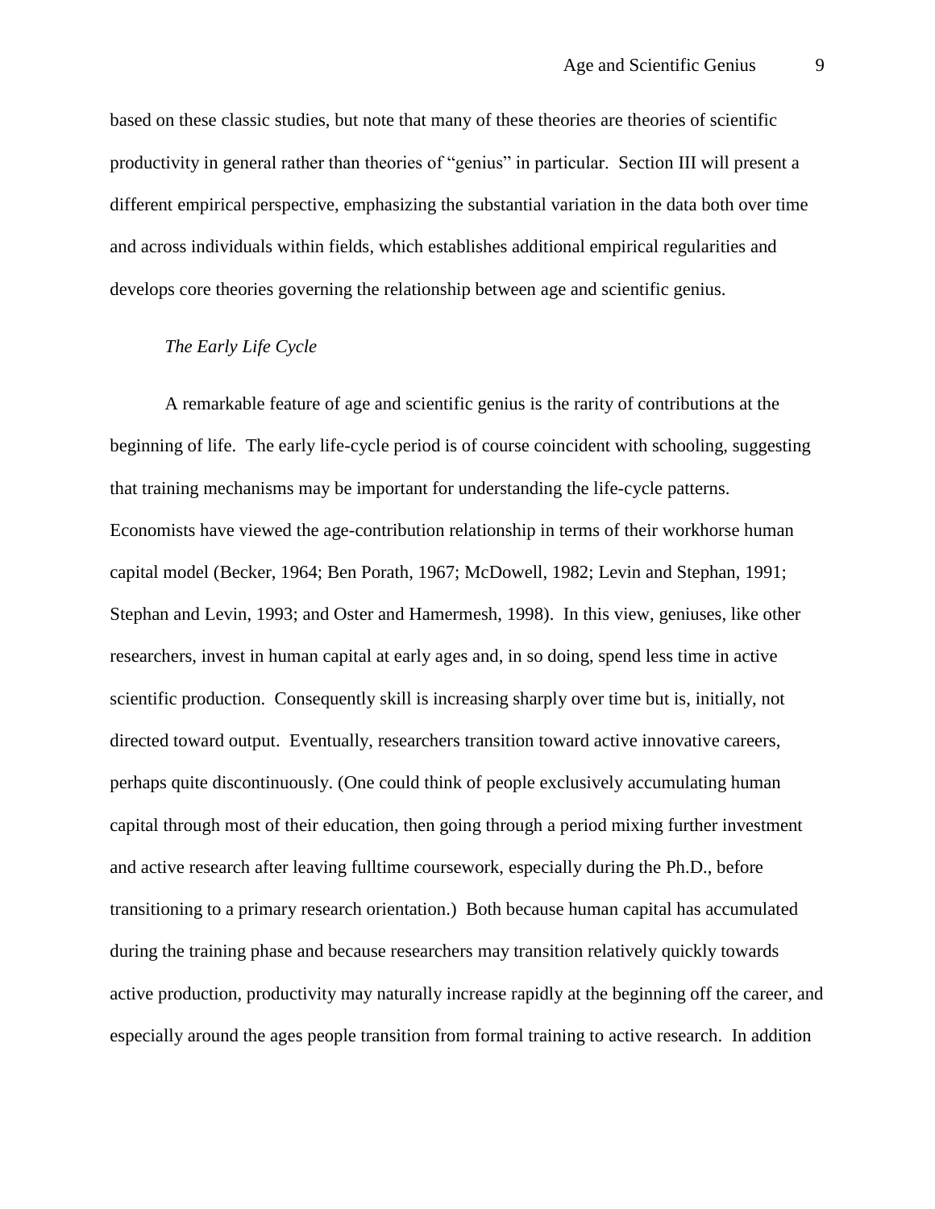based on these classic studies, but note that many of these theories are theories of scientific productivity in general rather than theories of "genius" in particular. Section III will present a different empirical perspective, emphasizing the substantial variation in the data both over time and across individuals within fields, which establishes additional empirical regularities and develops core theories governing the relationship between age and scientific genius.

*The Early Life Cycle*

A remarkable feature of age and scientific genius is the rarity of contributions at the beginning of life. The early life-cycle period is of course coincident with schooling, suggesting that training mechanisms may be important for understanding the life-cycle patterns. Economists have viewed the age-contribution relationship in terms of their workhorse human capital model (Becker, 1964; Ben Porath, 1967; McDowell, 1982; Levin and Stephan, 1991; Stephan and Levin, 1993; and Oster and Hamermesh, 1998). In this view, geniuses, like other researchers, invest in human capital at early ages and, in so doing, spend less time in active scientific production. Consequently skill is increasing sharply over time but is, initially, not directed toward output. Eventually, researchers transition toward active innovative careers, perhaps quite discontinuously. (One could think of people exclusively accumulating human capital through most of their education, then going through a period mixing further investment and active research after leaving fulltime coursework, especially during the Ph.D., before transitioning to a primary research orientation.) Both because human capital has accumulated during the training phase and because researchers may transition relatively quickly towards active production, productivity may naturally increase rapidly at the beginning off the career, and especially around the ages people transition from formal training to active research. In addition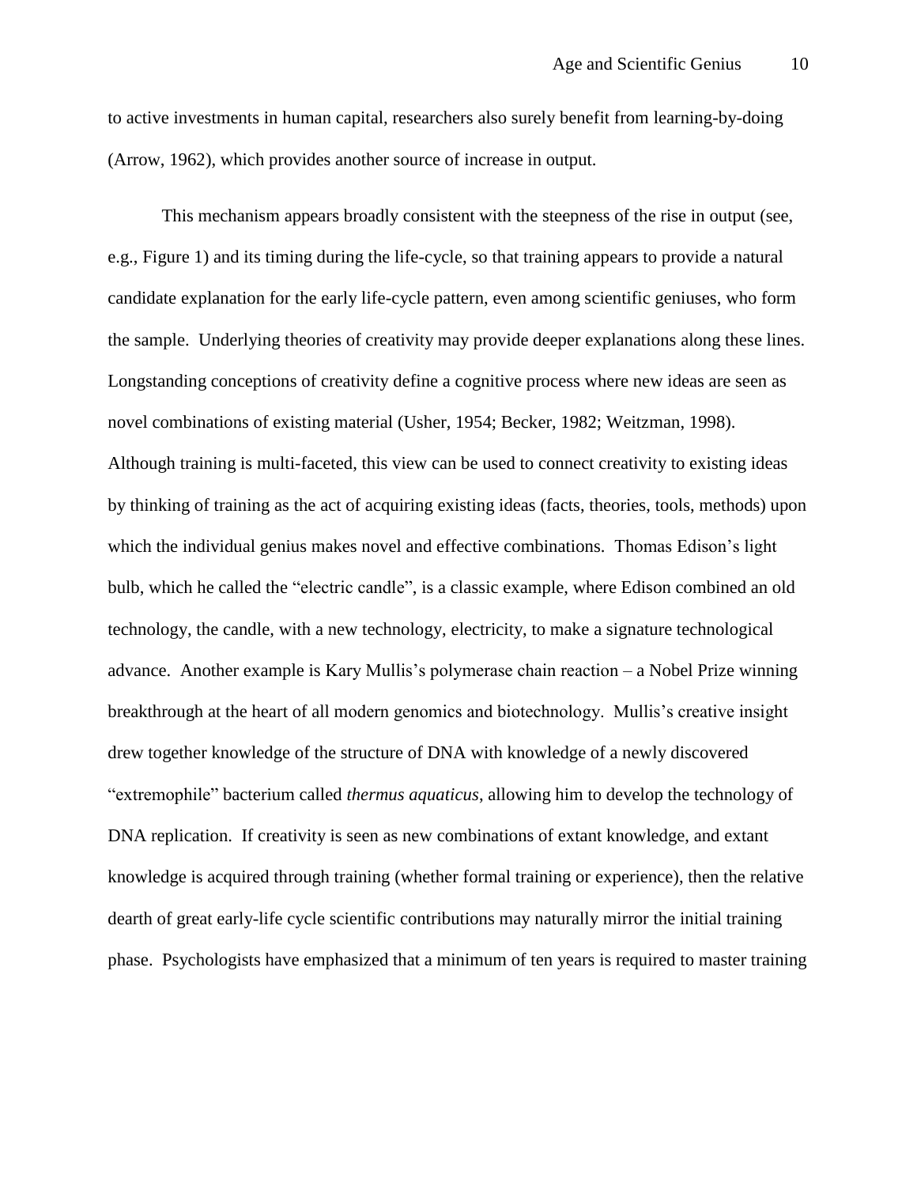to active investments in human capital, researchers also surely benefit from learning-by-doing (Arrow, 1962), which provides another source of increase in output.

This mechanism appears broadly consistent with the steepness of the rise in output (see, e.g., Figure 1) and its timing during the life-cycle, so that training appears to provide a natural candidate explanation for the early life-cycle pattern, even among scientific geniuses, who form the sample. Underlying theories of creativity may provide deeper explanations along these lines. Longstanding conceptions of creativity define a cognitive process where new ideas are seen as novel combinations of existing material (Usher, 1954; Becker, 1982; Weitzman, 1998). Although training is multi-faceted, this view can be used to connect creativity to existing ideas by thinking of training as the act of acquiring existing ideas (facts, theories, tools, methods) upon which the individual genius makes novel and effective combinations. Thomas Edison's light bulb, which he called the "electric candle", is a classic example, where Edison combined an old technology, the candle, with a new technology, electricity, to make a signature technological advance. Another example is Kary Mullis's polymerase chain reaction – a Nobel Prize winning breakthrough at the heart of all modern genomics and biotechnology. Mullis's creative insight drew together knowledge of the structure of DNA with knowledge of a newly discovered "extremophile" bacterium called *thermus aquaticus*, allowing him to develop the technology of DNA replication. If creativity is seen as new combinations of extant knowledge, and extant knowledge is acquired through training (whether formal training or experience), then the relative dearth of great early-life cycle scientific contributions may naturally mirror the initial training phase. Psychologists have emphasized that a minimum of ten years is required to master training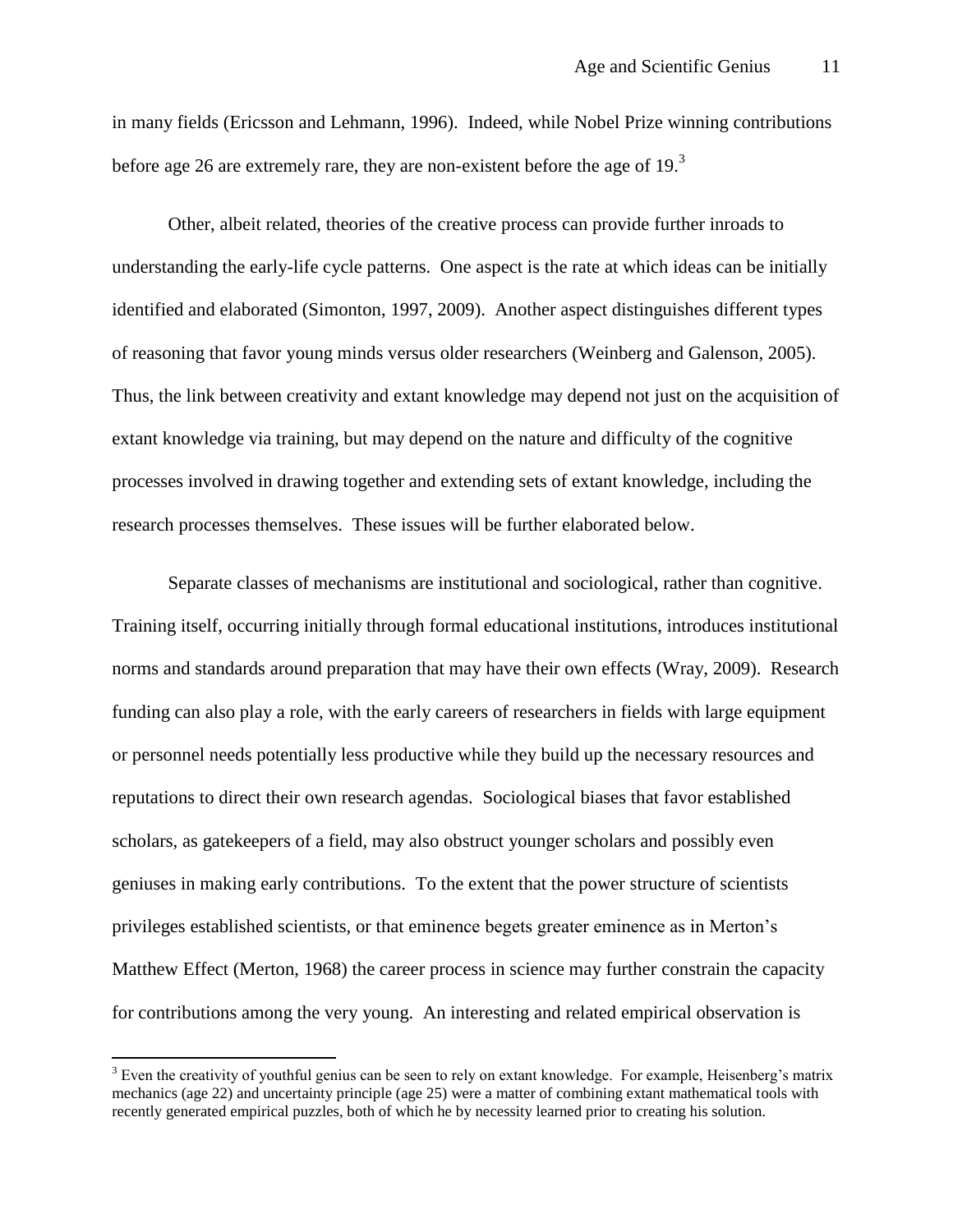in many fields (Ericsson and Lehmann, 1996). Indeed, while Nobel Prize winning contributions before age 26 are extremely rare, they are non-existent before the age of 19.[3]

Other, albeit related, theories of the creative process can provide further inroads to understanding the early-life cycle patterns. One aspect is the rate at which ideas can be initially identified and elaborated (Simonton, 1997, 2009). Another aspect distinguishes different types of reasoning that favor young minds versus older researchers (Weinberg and Galenson, 2005). Thus, the link between creativity and extant knowledge may depend not just on the acquisition of extant knowledge via training, but may depend on the nature and difficulty of the cognitive processes involved in drawing together and extending sets of extant knowledge, including the research processes themselves. These issues will be further elaborated below.

Separate classes of mechanisms are institutional and sociological, rather than cognitive. Training itself, occurring initially through formal educational institutions, introduces institutional norms and standards around preparation that may have their own effects (Wray, 2009). Research funding can also play a role, with the early careers of researchers in fields with large equipment or personnel needs potentially less productive while they build up the necessary resources and reputations to direct their own research agendas. Sociological biases that favor established scholars, as gatekeepers of a field, may also obstruct younger scholars and possibly even geniuses in making early contributions. To the extent that the power structure of scientists privileges established scientists, or that eminence begets greater eminence as in Merton's Matthew Effect (Merton, 1968) the career process in science may further constrain the capacity for contributions among the very young. An interesting and related empirical observation is

[3] Even the creativity of youthful genius can be seen to rely on extant knowledge. For example, Heisenberg's matrix mechanics (age 22) and uncertainty principle (age 25) were a matter of combining extant mathematical tools with recently generated empirical puzzles, both of which he by necessity learned prior to creating his solution.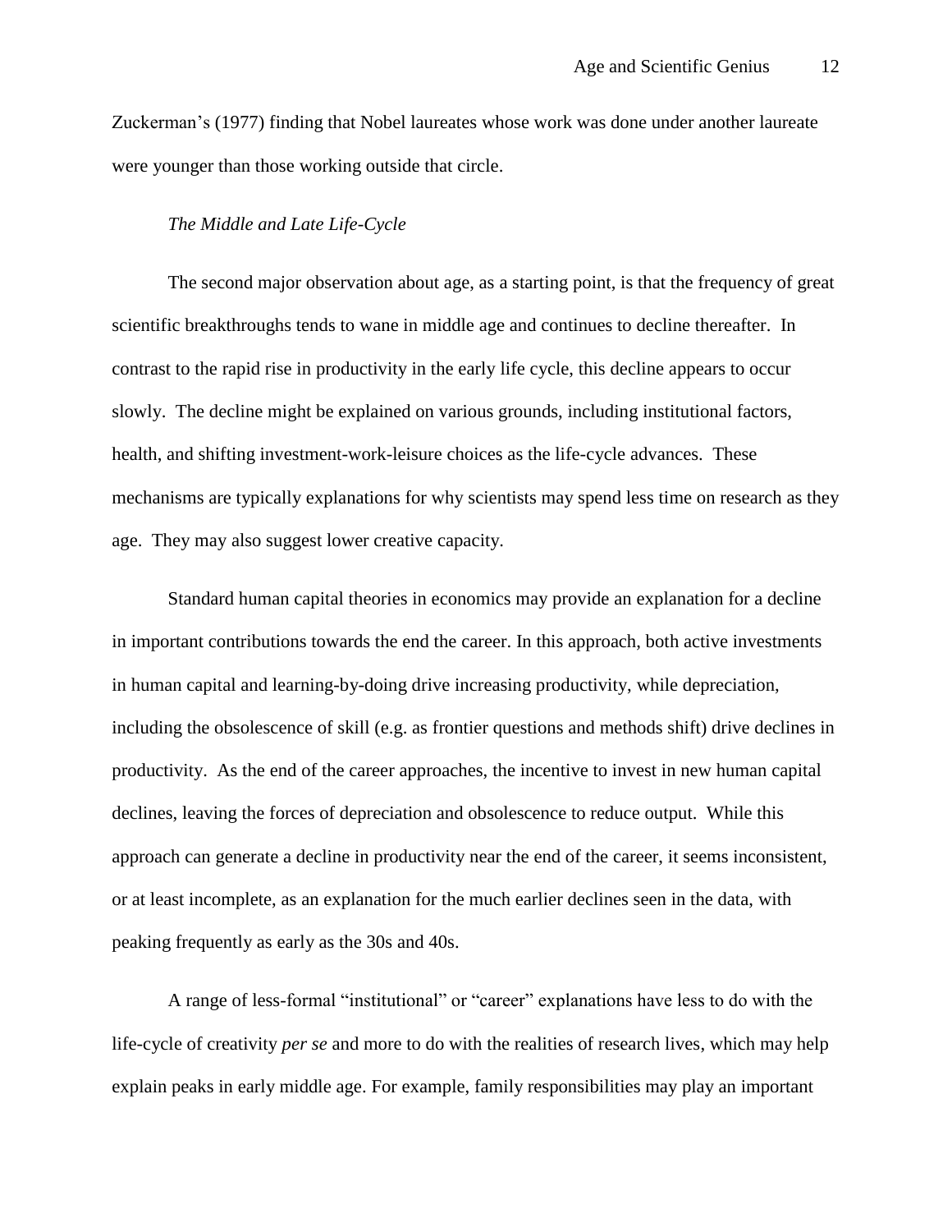Zuckerman's (1977) finding that Nobel laureates whose work was done under another laureate were younger than those working outside that circle.

### *The Middle and Late Life-Cycle*

The second major observation about age, as a starting point, is that the frequency of great scientific breakthroughs tends to wane in middle age and continues to decline thereafter. In contrast to the rapid rise in productivity in the early life cycle, this decline appears to occur slowly. The decline might be explained on various grounds, including institutional factors, health, and shifting investment-work-leisure choices as the life-cycle advances. These mechanisms are typically explanations for why scientists may spend less time on research as they age. They may also suggest lower creative capacity.

Standard human capital theories in economics may provide an explanation for a decline in important contributions towards the end the career. In this approach, both active investments in human capital and learning-by-doing drive increasing productivity, while depreciation, including the obsolescence of skill (e.g. as frontier questions and methods shift) drive declines in productivity. As the end of the career approaches, the incentive to invest in new human capital declines, leaving the forces of depreciation and obsolescence to reduce output. While this approach can generate a decline in productivity near the end of the career, it seems inconsistent, or at least incomplete, as an explanation for the much earlier declines seen in the data, with peaking frequently as early as the 30s and 40s.

A range of less-formal "institutional" or "career" explanations have less to do with the life-cycle of creativity *per se* and more to do with the realities of research lives, which may help explain peaks in early middle age. For example, family responsibilities may play an important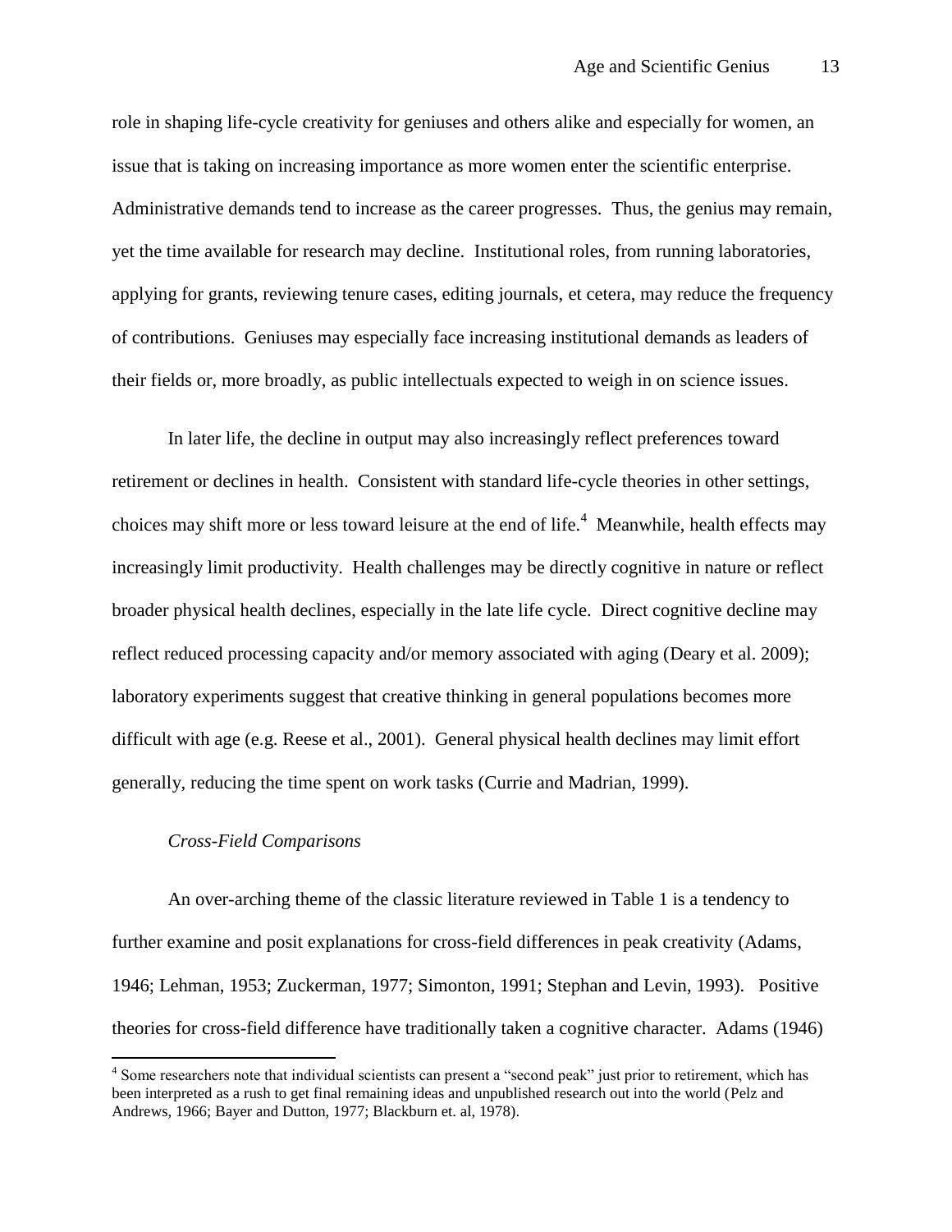role in shaping life-cycle creativity for geniuses and others alike and especially for women, an issue that is taking on increasing importance as more women enter the scientific enterprise. Administrative demands tend to increase as the career progresses. Thus, the genius may remain, yet the time available for research may decline. Institutional roles, from running laboratories, applying for grants, reviewing tenure cases, editing journals, et cetera, may reduce the frequency of contributions. Geniuses may especially face increasing institutional demands as leaders of their fields or, more broadly, as public intellectuals expected to weigh in on science issues.

In later life, the decline in output may also increasingly reflect preferences toward retirement or declines in health. Consistent with standard life-cycle theories in other settings, choices may shift more or less toward leisure at the end of life.[4] Meanwhile, health effects may increasingly limit productivity. Health challenges may be directly cognitive in nature or reflect broader physical health declines, especially in the late life cycle. Direct cognitive decline may reflect reduced processing capacity and/or memory associated with aging (Deary et al. 2009); laboratory experiments suggest that creative thinking in general populations becomes more difficult with age (e.g. Reese et al., 2001). General physical health declines may limit effort generally, reducing the time spent on work tasks (Currie and Madrian, 1999).

*Cross-Field Comparisons*

An over-arching theme of the classic literature reviewed in Table 1 is a tendency to further examine and posit explanations for cross-field differences in peak creativity (Adams, 1946; Lehman, 1953; Zuckerman, 1977; Simonton, 1991; Stephan and Levin, 1993). Positive theories for cross-field difference have traditionally taken a cognitive character. Adams (1946)

[4] Some researchers note that individual scientists can present a "second peak" just prior to retirement, which has been interpreted as a rush to get final remaining ideas and unpublished research out into the world (Pelz and Andrews, 1966; Bayer and Dutton, 1977; Blackburn et. al, 1978).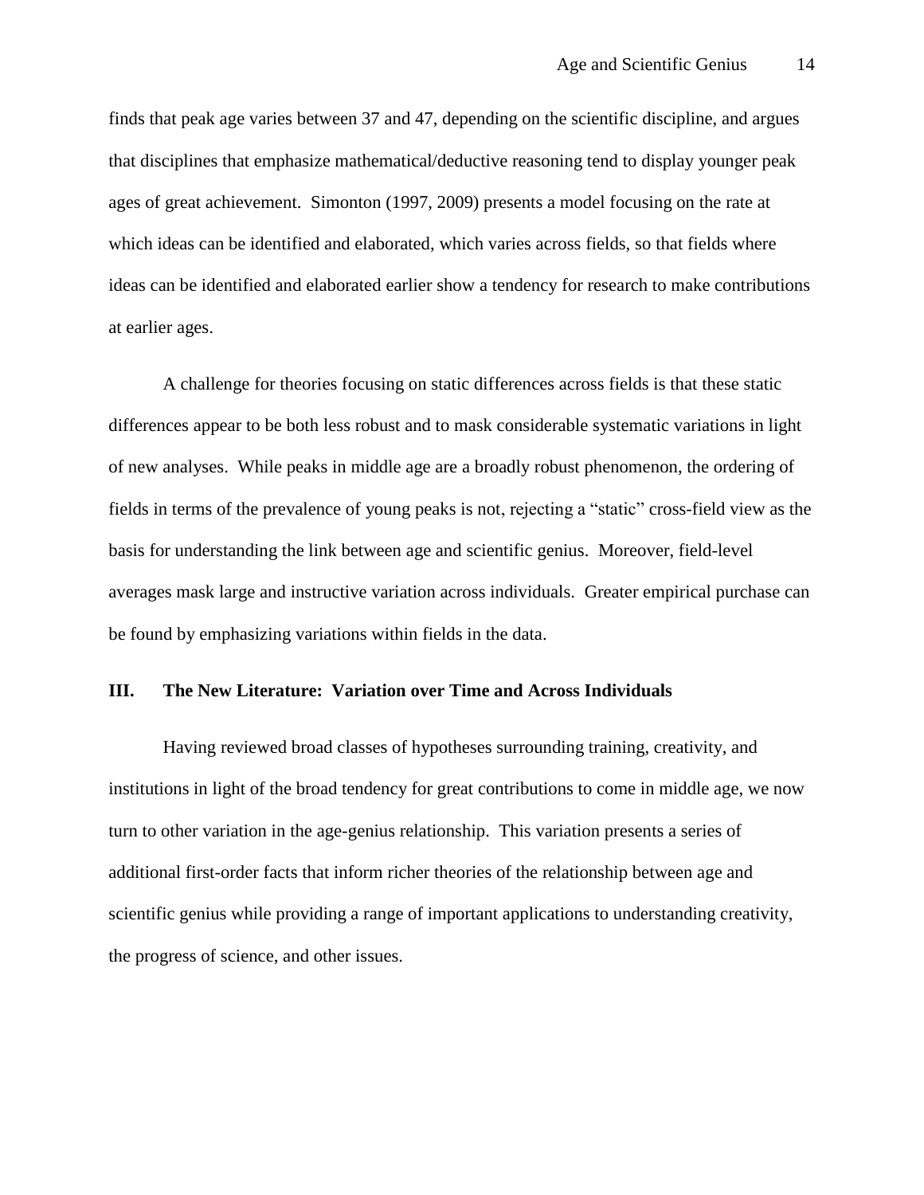finds that peak age varies between 37 and 47, depending on the scientific discipline, and argues that disciplines that emphasize mathematical/deductive reasoning tend to display younger peak ages of great achievement. Simonton (1997, 2009) presents a model focusing on the rate at which ideas can be identified and elaborated, which varies across fields, so that fields where ideas can be identified and elaborated earlier show a tendency for research to make contributions at earlier ages.

A challenge for theories focusing on static differences across fields is that these static differences appear to be both less robust and to mask considerable systematic variations in light of new analyses. While peaks in middle age are a broadly robust phenomenon, the ordering of fields in terms of the prevalence of young peaks is not, rejecting a "static" cross-field view as the basis for understanding the link between age and scientific genius. Moreover, field-level averages mask large and instructive variation across individuals. Greater empirical purchase can be found by emphasizing variations within fields in the data.

## III. The New Literature: Variation over Time and Across Individuals

Having reviewed broad classes of hypotheses surrounding training, creativity, and institutions in light of the broad tendency for great contributions to come in middle age, we now turn to other variation in the age-genius relationship. This variation presents a series of additional first-order facts that inform richer theories of the relationship between age and scientific genius while providing a range of important applications to understanding creativity, the progress of science, and other issues.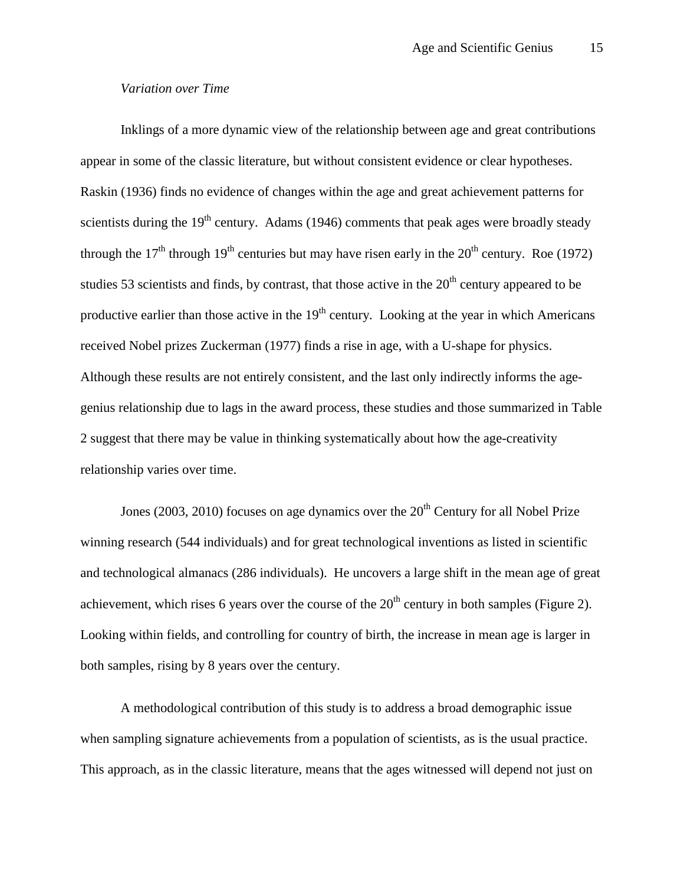*Variation over Time*

Inklings of a more dynamic view of the relationship between age and great contributions appear in some of the classic literature, but without consistent evidence or clear hypotheses. Raskin (1936) finds no evidence of changes within the age and great achievement patterns for scientists during the 19th century. Adams (1946) comments that peak ages were broadly steady through the 17th through 19th centuries but may have risen early in the 20th century. Roe (1972) studies 53 scientists and finds, by contrast, that those active in the 20th century appeared to be productive earlier than those active in the 19th century. Looking at the year in which Americans received Nobel prizes Zuckerman (1977) finds a rise in age, with a U-shape for physics. Although these results are not entirely consistent, and the last only indirectly informs the age-genius relationship due to lags in the award process, these studies and those summarized in Table 2 suggest that there may be value in thinking systematically about how the age-creativity relationship varies over time.

Jones (2003, 2010) focuses on age dynamics over the 20th Century for all Nobel Prize winning research (544 individuals) and for great technological inventions as listed in scientific and technological almanacs (286 individuals). He uncovers a large shift in the mean age of great achievement, which rises 6 years over the course of the 20th century in both samples (Figure 2). Looking within fields, and controlling for country of birth, the increase in mean age is larger in both samples, rising by 8 years over the century.

A methodological contribution of this study is to address a broad demographic issue when sampling signature achievements from a population of scientists, as is the usual practice. This approach, as in the classic literature, means that the ages witnessed will depend not just on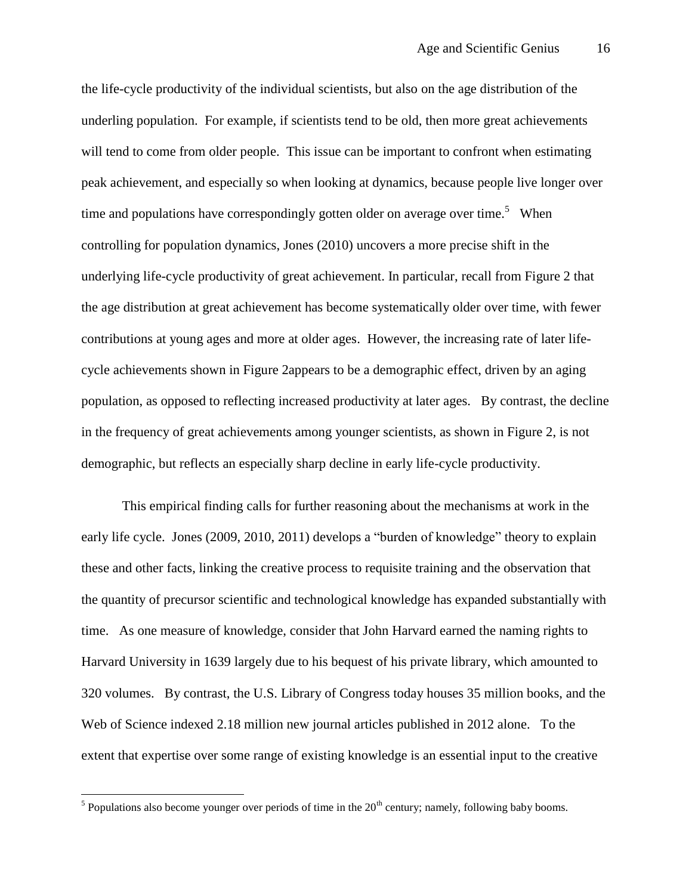the life-cycle productivity of the individual scientists, but also on the age distribution of the underling population. For example, if scientists tend to be old, then more great achievements will tend to come from older people. This issue can be important to confront when estimating peak achievement, and especially so when looking at dynamics, because people live longer over time and populations have correspondingly gotten older on average over time.[5] When controlling for population dynamics, Jones (2010) uncovers a more precise shift in the underlying life-cycle productivity of great achievement. In particular, recall from Figure 2 that the age distribution at great achievement has become systematically older over time, with fewer contributions at young ages and more at older ages. However, the increasing rate of later life-cycle achievements shown in Figure 2appears to be a demographic effect, driven by an aging population, as opposed to reflecting increased productivity at later ages. By contrast, the decline in the frequency of great achievements among younger scientists, as shown in Figure 2, is not demographic, but reflects an especially sharp decline in early life-cycle productivity.

This empirical finding calls for further reasoning about the mechanisms at work in the early life cycle. Jones (2009, 2010, 2011) develops a "burden of knowledge" theory to explain these and other facts, linking the creative process to requisite training and the observation that the quantity of precursor scientific and technological knowledge has expanded substantially with time. As one measure of knowledge, consider that John Harvard earned the naming rights to Harvard University in 1639 largely due to his bequest of his private library, which amounted to 320 volumes. By contrast, the U.S. Library of Congress today houses 35 million books, and the Web of Science indexed 2.18 million new journal articles published in 2012 alone. To the extent that expertise over some range of existing knowledge is an essential input to the creative

[5] Populations also become younger over periods of time in the 20th century; namely, following baby booms.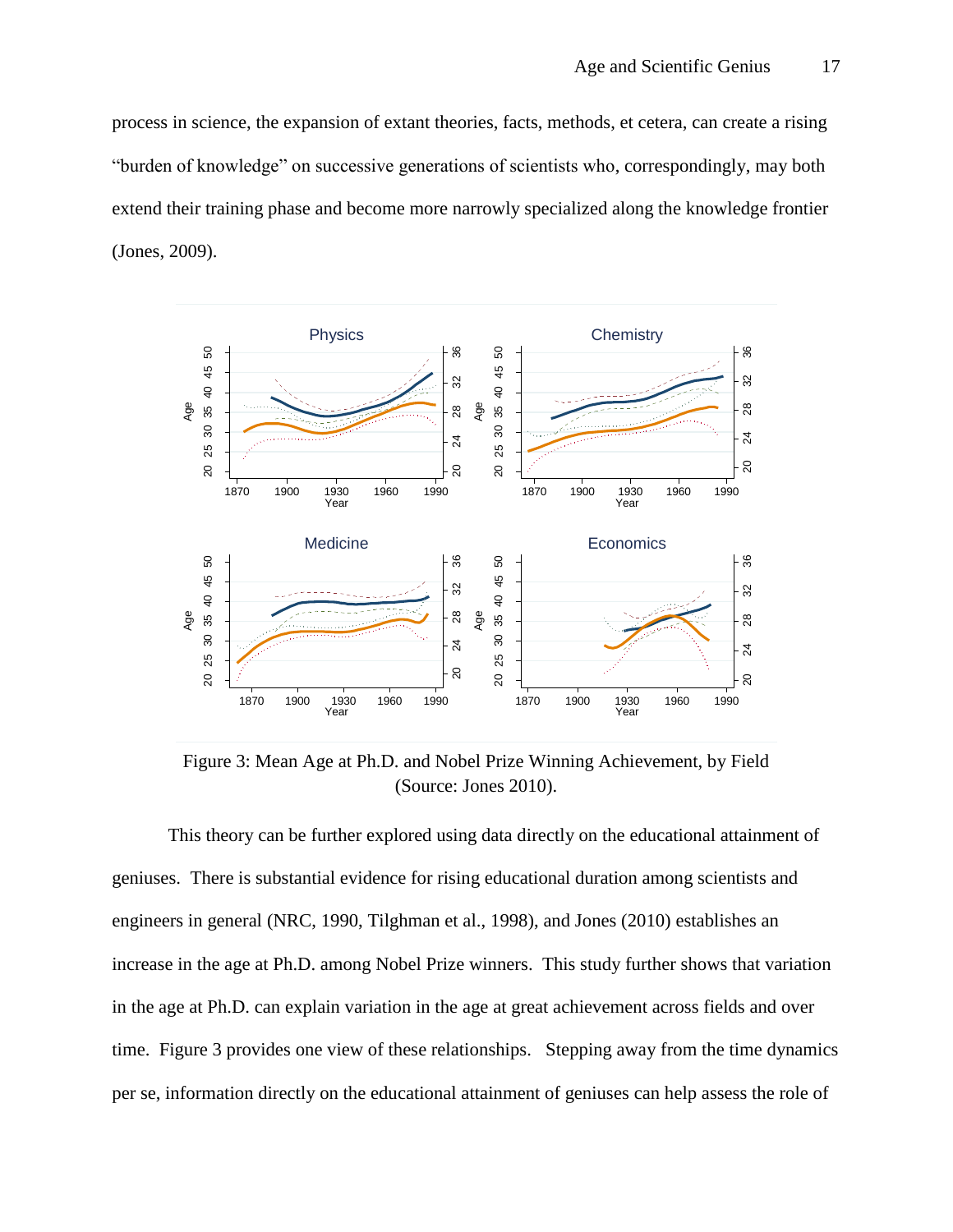process in science, the expansion of extant theories, facts, methods, et cetera, can create a rising "burden of knowledge" on successive generations of scientists who, correspondingly, may both extend their training phase and become more narrowly specialized along the knowledge frontier (Jones, 2009).

Figure 3: Mean Age at Ph.D. and Nobel Prize Winning Achievement, by Field (Source: Jones 2010).

This theory can be further explored using data directly on the educational attainment of geniuses. There is substantial evidence for rising educational duration among scientists and engineers in general (NRC, 1990, Tilghman et al., 1998), and Jones (2010) establishes an increase in the age at Ph.D. among Nobel Prize winners. This study further shows that variation in the age at Ph.D. can explain variation in the age at great achievement across fields and over time. Figure 3 provides one view of these relationships. Stepping away from the time dynamics per se, information directly on the educational attainment of geniuses can help assess the role of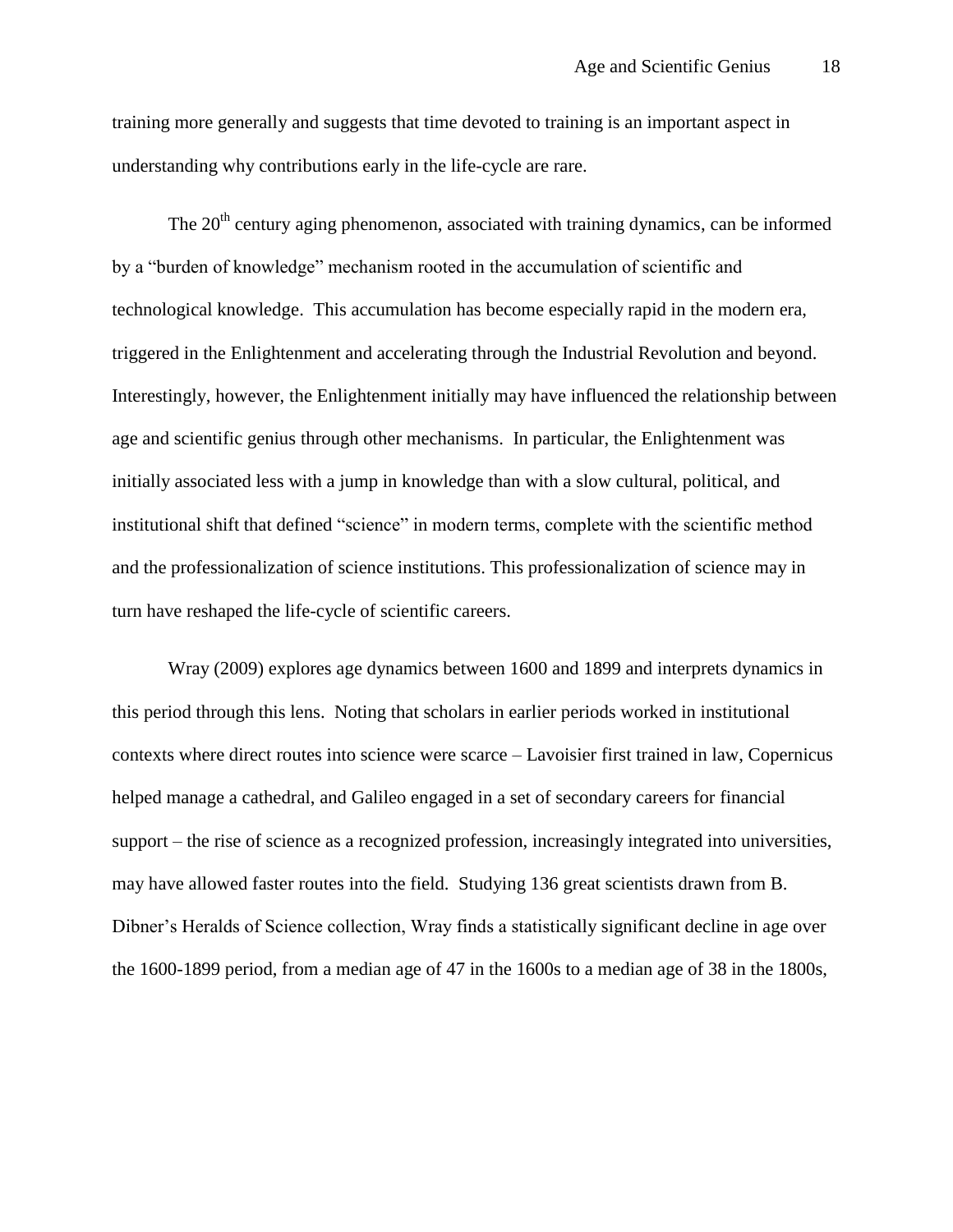training more generally and suggests that time devoted to training is an important aspect in understanding why contributions early in the life-cycle are rare.

The 20th century aging phenomenon, associated with training dynamics, can be informed by a "burden of knowledge" mechanism rooted in the accumulation of scientific and technological knowledge. This accumulation has become especially rapid in the modern era, triggered in the Enlightenment and accelerating through the Industrial Revolution and beyond. Interestingly, however, the Enlightenment initially may have influenced the relationship between age and scientific genius through other mechanisms. In particular, the Enlightenment was initially associated less with a jump in knowledge than with a slow cultural, political, and institutional shift that defined "science" in modern terms, complete with the scientific method and the professionalization of science institutions. This professionalization of science may in turn have reshaped the life-cycle of scientific careers.

Wray (2009) explores age dynamics between 1600 and 1899 and interprets dynamics in this period through this lens. Noting that scholars in earlier periods worked in institutional contexts where direct routes into science were scarce – Lavoisier first trained in law, Copernicus helped manage a cathedral, and Galileo engaged in a set of secondary careers for financial support – the rise of science as a recognized profession, increasingly integrated into universities, may have allowed faster routes into the field. Studying 136 great scientists drawn from B. Dibner's Heralds of Science collection, Wray finds a statistically significant decline in age over the 1600-1899 period, from a median age of 47 in the 1600s to a median age of 38 in the 1800s,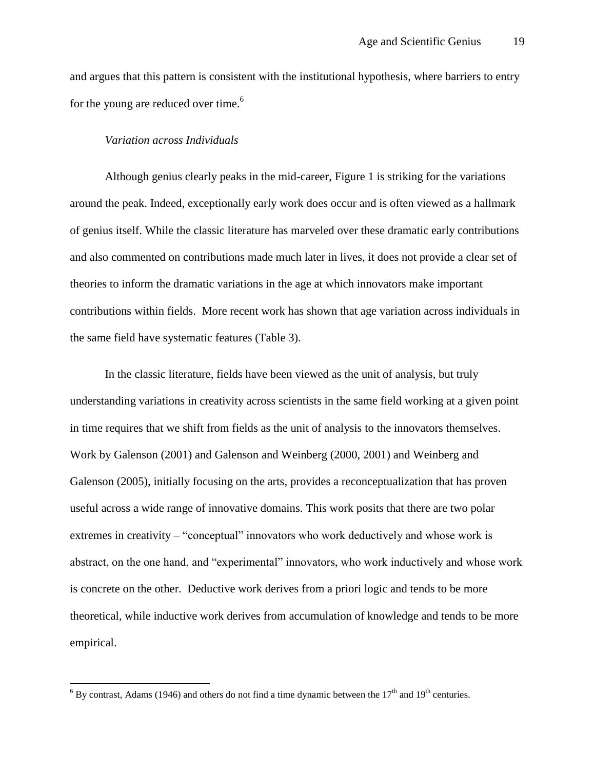and argues that this pattern is consistent with the institutional hypothesis, where barriers to entry for the young are reduced over time.[6]

*Variation across Individuals*

Although genius clearly peaks in the mid-career, Figure 1 is striking for the variations around the peak. Indeed, exceptionally early work does occur and is often viewed as a hallmark of genius itself. While the classic literature has marveled over these dramatic early contributions and also commented on contributions made much later in lives, it does not provide a clear set of theories to inform the dramatic variations in the age at which innovators make important contributions within fields. More recent work has shown that age variation across individuals in the same field have systematic features (Table 3).

In the classic literature, fields have been viewed as the unit of analysis, but truly understanding variations in creativity across scientists in the same field working at a given point in time requires that we shift from fields as the unit of analysis to the innovators themselves. Work by Galenson (2001) and Galenson and Weinberg (2000, 2001) and Weinberg and Galenson (2005), initially focusing on the arts, provides a reconceptualization that has proven useful across a wide range of innovative domains. This work posits that there are two polar extremes in creativity – "conceptual" innovators who work deductively and whose work is abstract, on the one hand, and "experimental" innovators, who work inductively and whose work is concrete on the other. Deductive work derives from a priori logic and tends to be more theoretical, while inductive work derives from accumulation of knowledge and tends to be more empirical.

---

[6] By contrast, Adams (1946) and others do not find a time dynamic between the 17th and 19th centuries.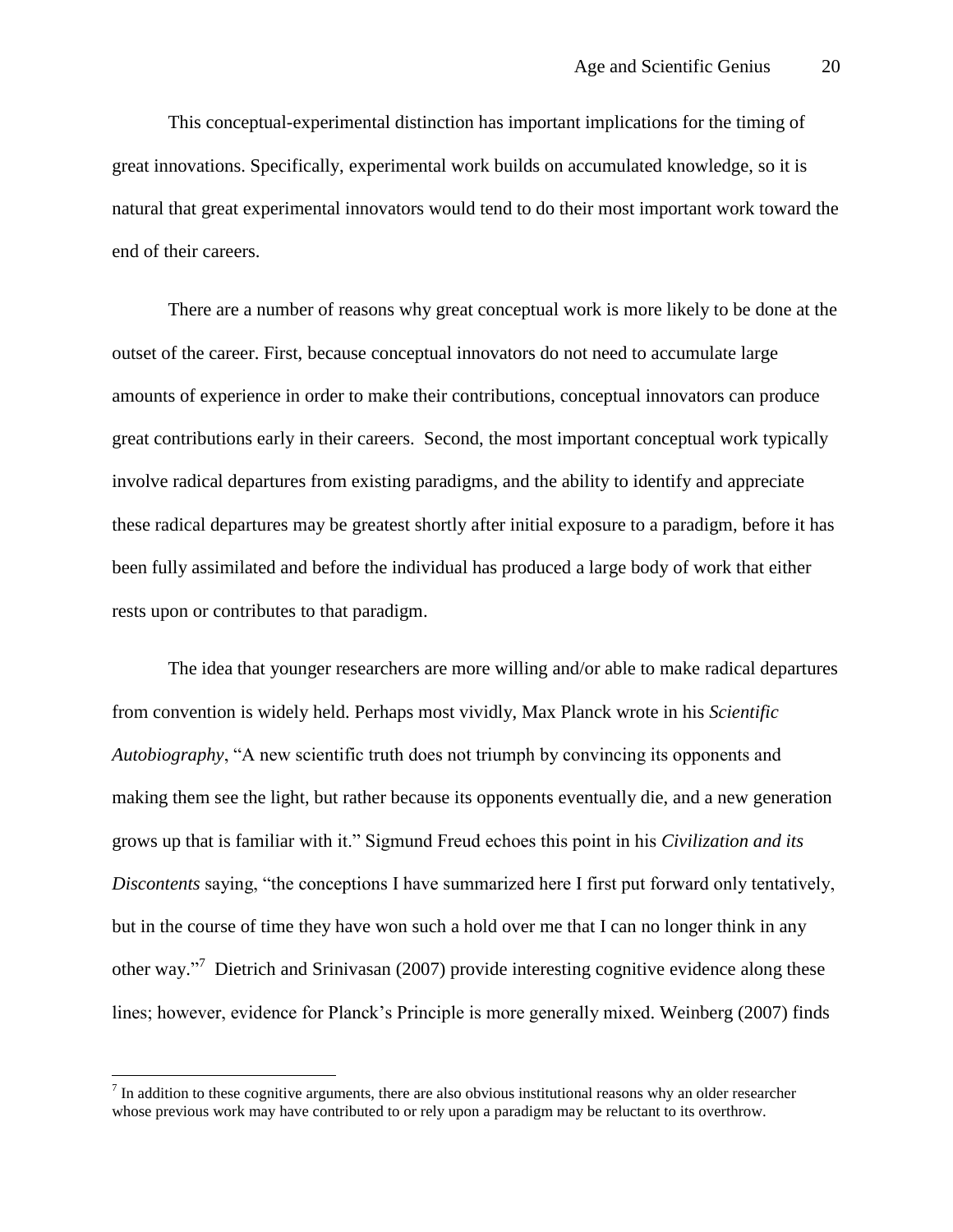This conceptual-experimental distinction has important implications for the timing of great innovations. Specifically, experimental work builds on accumulated knowledge, so it is natural that great experimental innovators would tend to do their most important work toward the end of their careers.

There are a number of reasons why great conceptual work is more likely to be done at the outset of the career. First, because conceptual innovators do not need to accumulate large amounts of experience in order to make their contributions, conceptual innovators can produce great contributions early in their careers. Second, the most important conceptual work typically involve radical departures from existing paradigms, and the ability to identify and appreciate these radical departures may be greatest shortly after initial exposure to a paradigm, before it has been fully assimilated and before the individual has produced a large body of work that either rests upon or contributes to that paradigm.

The idea that younger researchers are more willing and/or able to make radical departures from convention is widely held. Perhaps most vividly, Max Planck wrote in his *Scientific Autobiography*, "A new scientific truth does not triumph by convincing its opponents and making them see the light, but rather because its opponents eventually die, and a new generation grows up that is familiar with it." Sigmund Freud echoes this point in his *Civilization and its Discontents* saying, "the conceptions I have summarized here I first put forward only tentatively, but in the course of time they have won such a hold over me that I can no longer think in any other way."[7] Dietrich and Srinivasan (2007) provide interesting cognitive evidence along these lines; however, evidence for Planck's Principle is more generally mixed. Weinberg (2007) finds

[7] In addition to these cognitive arguments, there are also obvious institutional reasons why an older researcher whose previous work may have contributed to or rely upon a paradigm may be reluctant to its overthrow.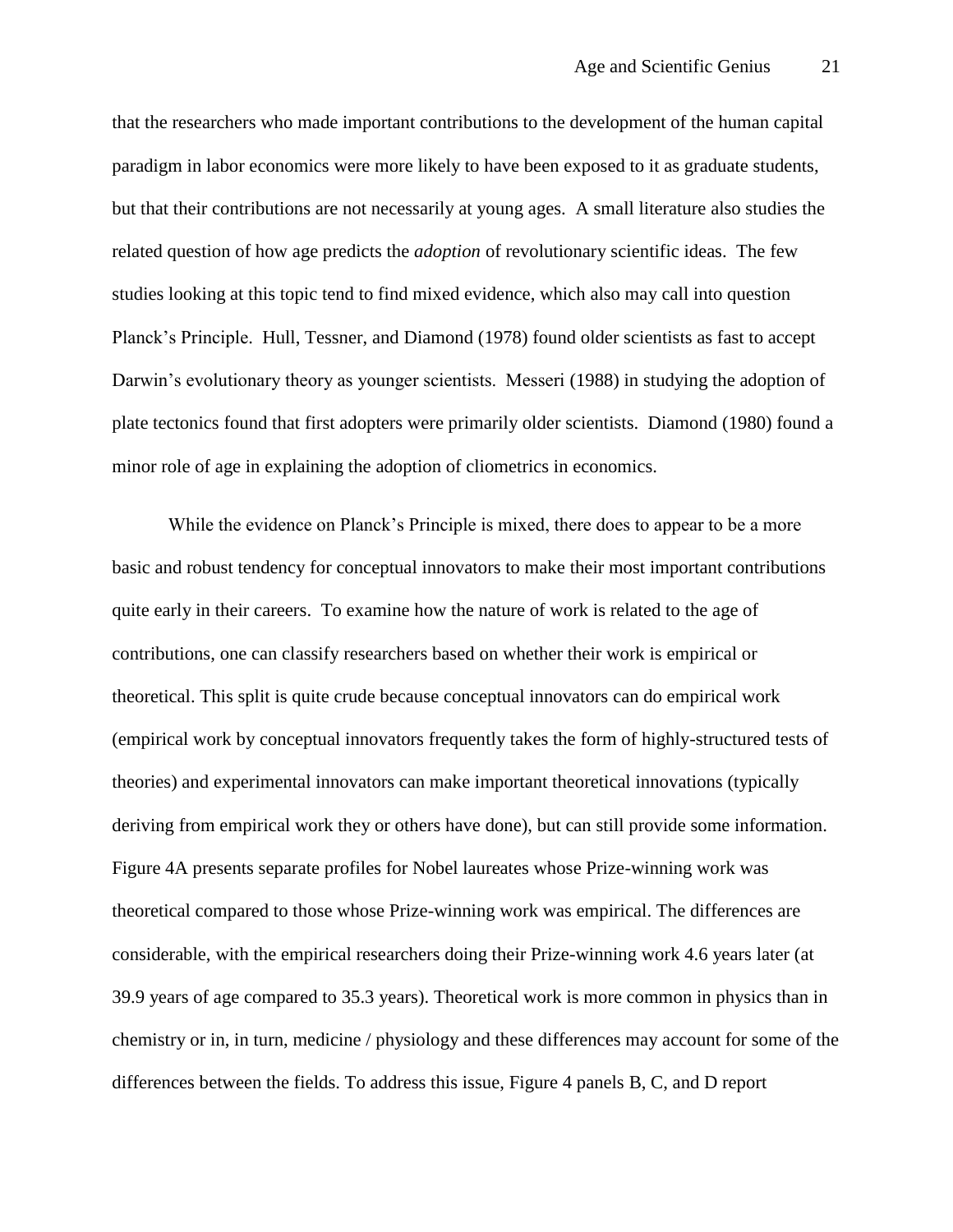that the researchers who made important contributions to the development of the human capital paradigm in labor economics were more likely to have been exposed to it as graduate students, but that their contributions are not necessarily at young ages. A small literature also studies the related question of how age predicts the *adoption* of revolutionary scientific ideas. The few studies looking at this topic tend to find mixed evidence, which also may call into question Planck's Principle. Hull, Tessner, and Diamond (1978) found older scientists as fast to accept Darwin's evolutionary theory as younger scientists. Messeri (1988) in studying the adoption of plate tectonics found that first adopters were primarily older scientists. Diamond (1980) found a minor role of age in explaining the adoption of cliometrics in economics.

While the evidence on Planck's Principle is mixed, there does to appear to be a more basic and robust tendency for conceptual innovators to make their most important contributions quite early in their careers. To examine how the nature of work is related to the age of contributions, one can classify researchers based on whether their work is empirical or theoretical. This split is quite crude because conceptual innovators can do empirical work (empirical work by conceptual innovators frequently takes the form of highly-structured tests of theories) and experimental innovators can make important theoretical innovations (typically deriving from empirical work they or others have done), but can still provide some information. Figure 4A presents separate profiles for Nobel laureates whose Prize-winning work was theoretical compared to those whose Prize-winning work was empirical. The differences are considerable, with the empirical researchers doing their Prize-winning work 4.6 years later (at 39.9 years of age compared to 35.3 years). Theoretical work is more common in physics than in chemistry or in, in turn, medicine / physiology and these differences may account for some of the differences between the fields. To address this issue, Figure 4 panels B, C, and D report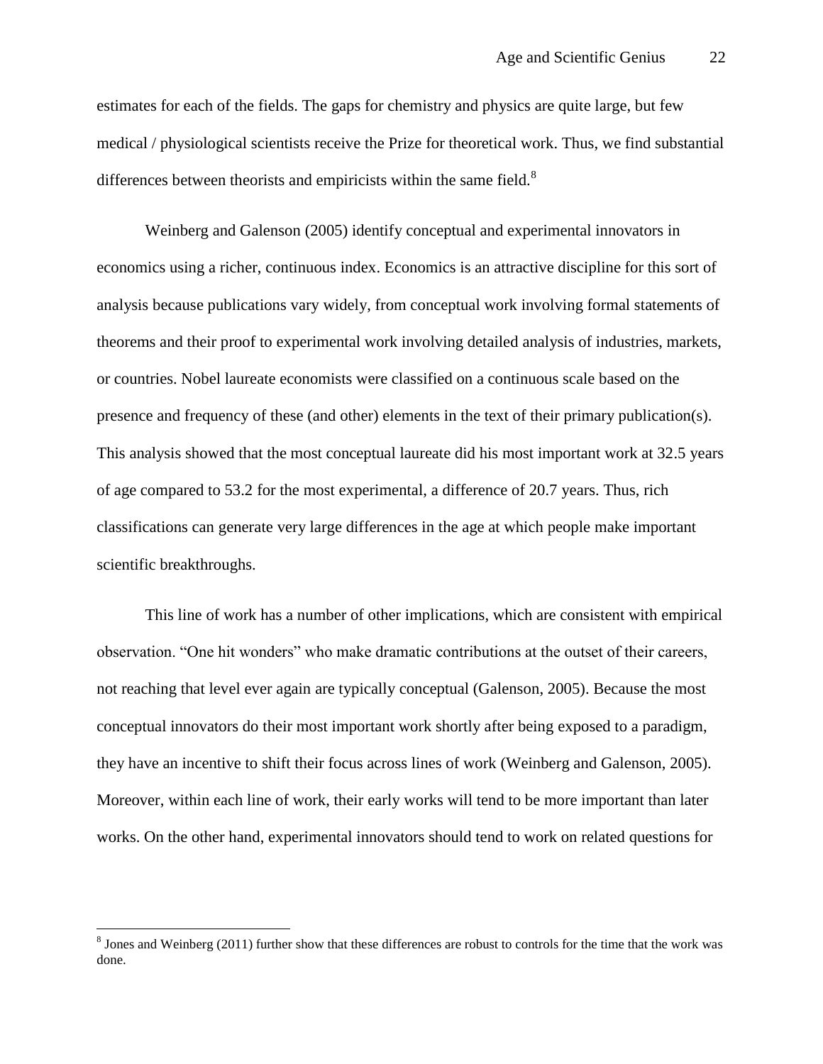estimates for each of the fields. The gaps for chemistry and physics are quite large, but few medical / physiological scientists receive the Prize for theoretical work. Thus, we find substantial differences between theorists and empiricists within the same field.[8]

Weinberg and Galenson (2005) identify conceptual and experimental innovators in economics using a richer, continuous index. Economics is an attractive discipline for this sort of analysis because publications vary widely, from conceptual work involving formal statements of theorems and their proof to experimental work involving detailed analysis of industries, markets, or countries. Nobel laureate economists were classified on a continuous scale based on the presence and frequency of these (and other) elements in the text of their primary publication(s). This analysis showed that the most conceptual laureate did his most important work at 32.5 years of age compared to 53.2 for the most experimental, a difference of 20.7 years. Thus, rich classifications can generate very large differences in the age at which people make important scientific breakthroughs.

This line of work has a number of other implications, which are consistent with empirical observation. "One hit wonders" who make dramatic contributions at the outset of their careers, not reaching that level ever again are typically conceptual (Galenson, 2005). Because the most conceptual innovators do their most important work shortly after being exposed to a paradigm, they have an incentive to shift their focus across lines of work (Weinberg and Galenson, 2005). Moreover, within each line of work, their early works will tend to be more important than later works. On the other hand, experimental innovators should tend to work on related questions for

[8] Jones and Weinberg (2011) further show that these differences are robust to controls for the time that the work was done.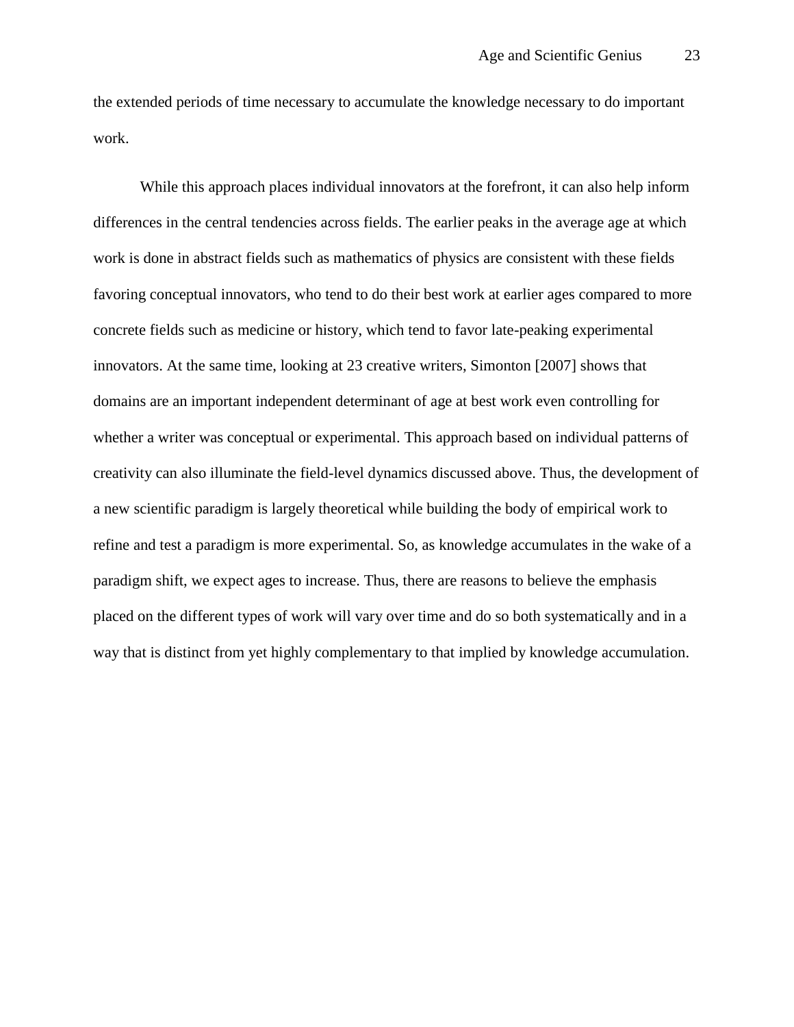the extended periods of time necessary to accumulate the knowledge necessary to do important work.

While this approach places individual innovators at the forefront, it can also help inform differences in the central tendencies across fields. The earlier peaks in the average age at which work is done in abstract fields such as mathematics of physics are consistent with these fields favoring conceptual innovators, who tend to do their best work at earlier ages compared to more concrete fields such as medicine or history, which tend to favor late-peaking experimental innovators. At the same time, looking at 23 creative writers, Simonton [2007] shows that domains are an important independent determinant of age at best work even controlling for whether a writer was conceptual or experimental. This approach based on individual patterns of creativity can also illuminate the field-level dynamics discussed above. Thus, the development of a new scientific paradigm is largely theoretical while building the body of empirical work to refine and test a paradigm is more experimental. So, as knowledge accumulates in the wake of a paradigm shift, we expect ages to increase. Thus, there are reasons to believe the emphasis placed on the different types of work will vary over time and do so both systematically and in a way that is distinct from yet highly complementary to that implied by knowledge accumulation.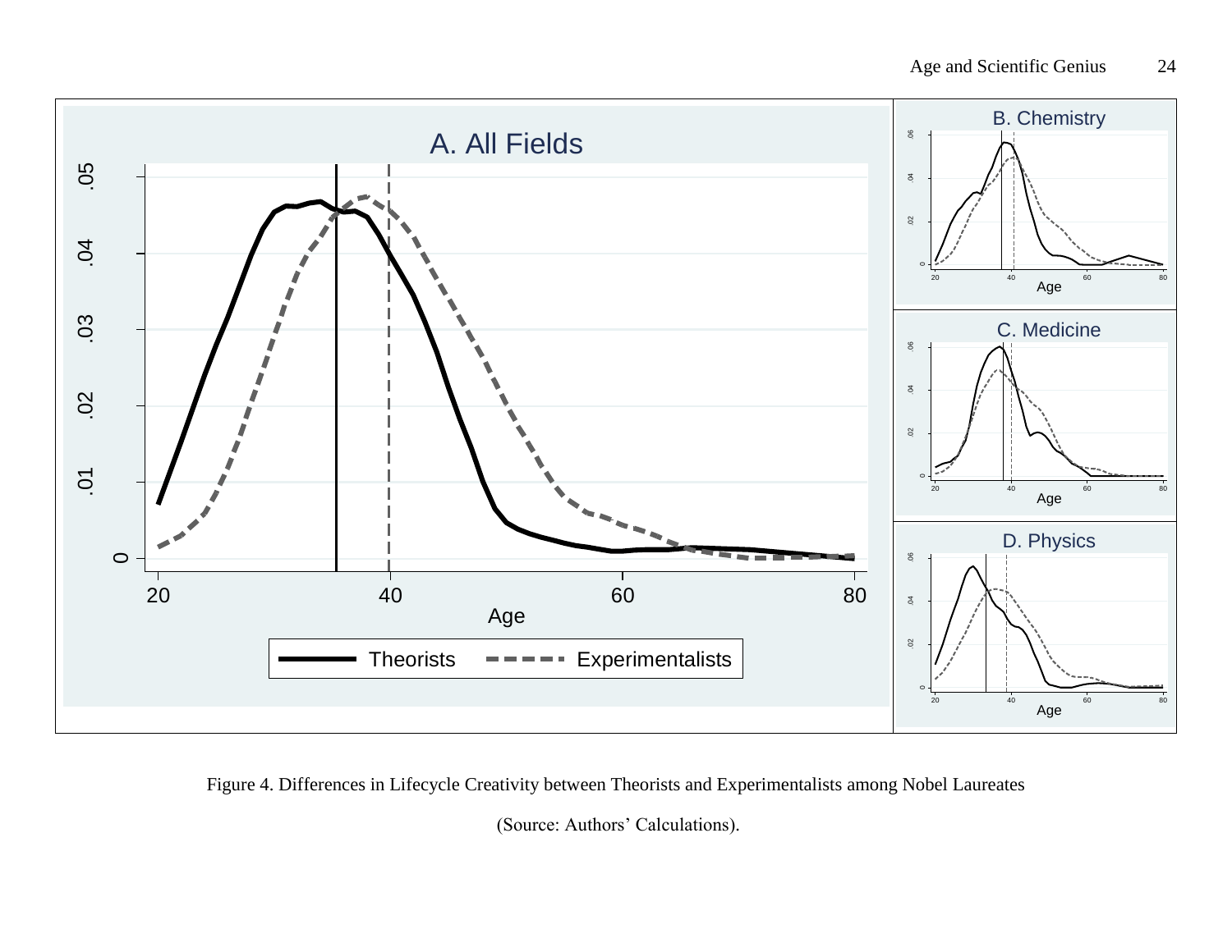Figure 4. Differences in Lifecycle Creativity between Theorists and Experimentalists among Nobel Laureates

(Source: Authors' Calculations).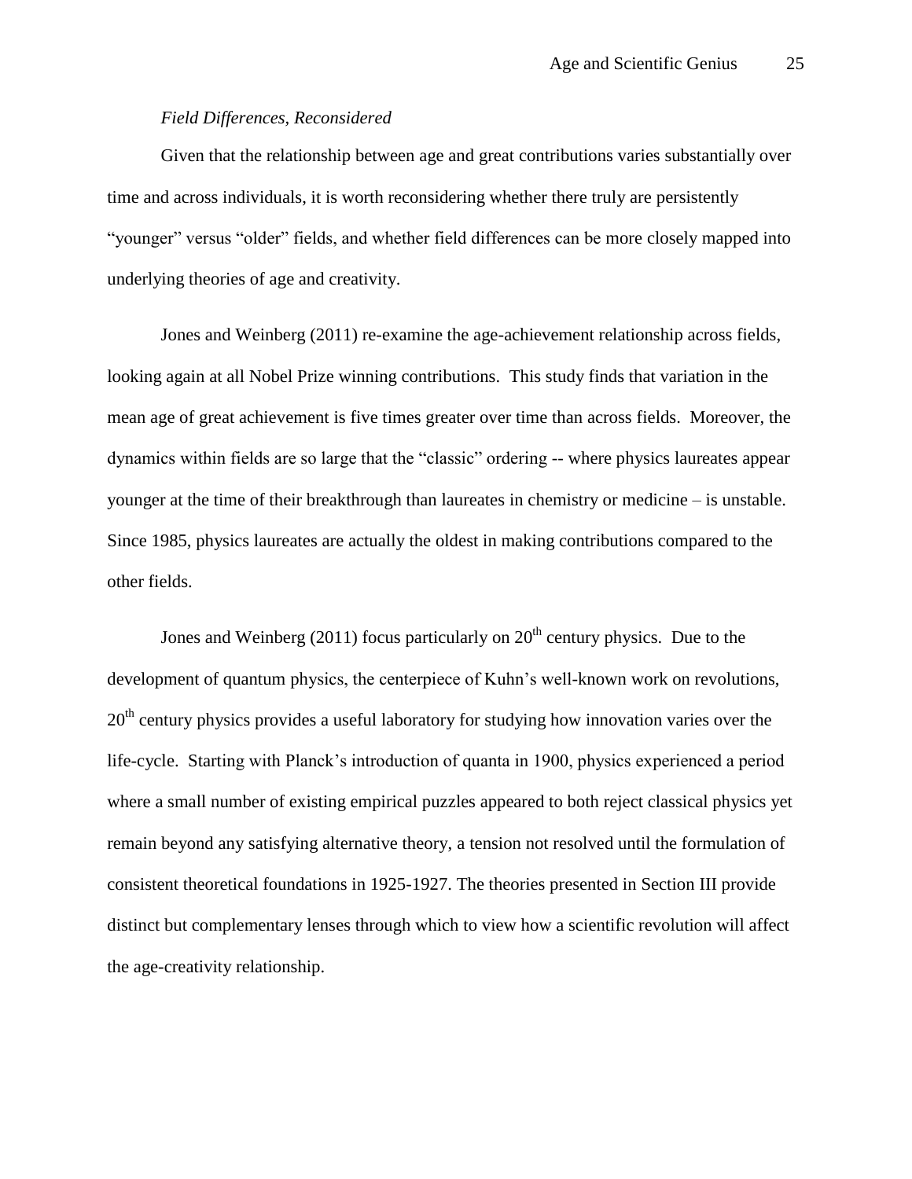*Field Differences, Reconsidered*

Given that the relationship between age and great contributions varies substantially over time and across individuals, it is worth reconsidering whether there truly are persistently "younger" versus "older" fields, and whether field differences can be more closely mapped into underlying theories of age and creativity.

Jones and Weinberg (2011) re-examine the age-achievement relationship across fields, looking again at all Nobel Prize winning contributions. This study finds that variation in the mean age of great achievement is five times greater over time than across fields. Moreover, the dynamics within fields are so large that the "classic" ordering -- where physics laureates appear younger at the time of their breakthrough than laureates in chemistry or medicine – is unstable. Since 1985, physics laureates are actually the oldest in making contributions compared to the other fields.

Jones and Weinberg (2011) focus particularly on 20th century physics. Due to the development of quantum physics, the centerpiece of Kuhn's well-known work on revolutions, 20th century physics provides a useful laboratory for studying how innovation varies over the life-cycle. Starting with Planck's introduction of quanta in 1900, physics experienced a period where a small number of existing empirical puzzles appeared to both reject classical physics yet remain beyond any satisfying alternative theory, a tension not resolved until the formulation of consistent theoretical foundations in 1925-1927. The theories presented in Section III provide distinct but complementary lenses through which to view how a scientific revolution will affect the age-creativity relationship.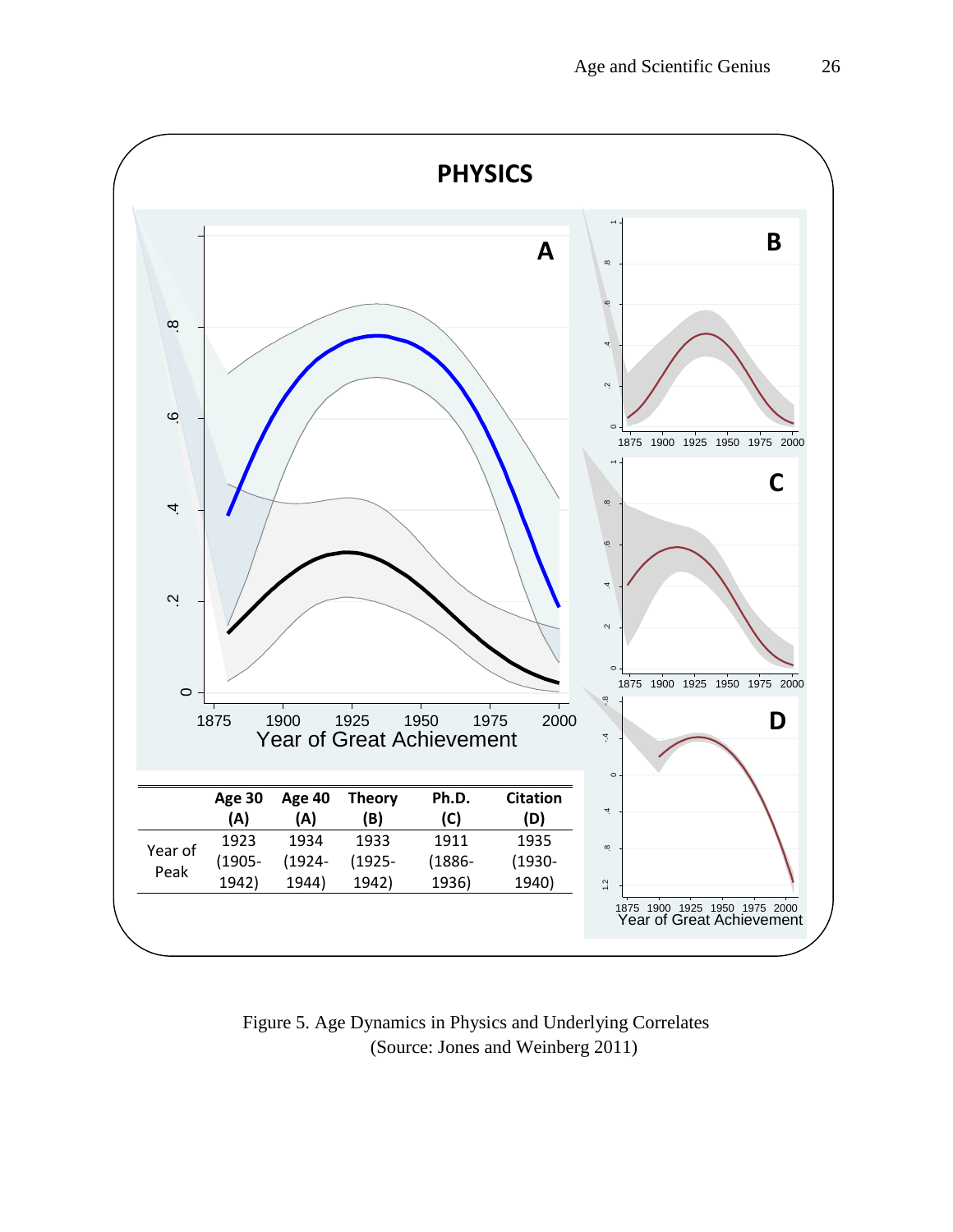**PHYSICS**

| | Age 30 (A) | Age 40 (A) | Theory (B) | Ph.D. (C) | Citation (D) |
|---|---|---|---|---|---|
| Year of Peak | 1923 (1905-1942) | 1934 (1924-1944) | 1933 (1925-1942) | 1911 (1886-1936) | 1935 (1930-1940) |

Figure 5. Age Dynamics in Physics and Underlying Correlates
(Source: Jones and Weinberg 2011)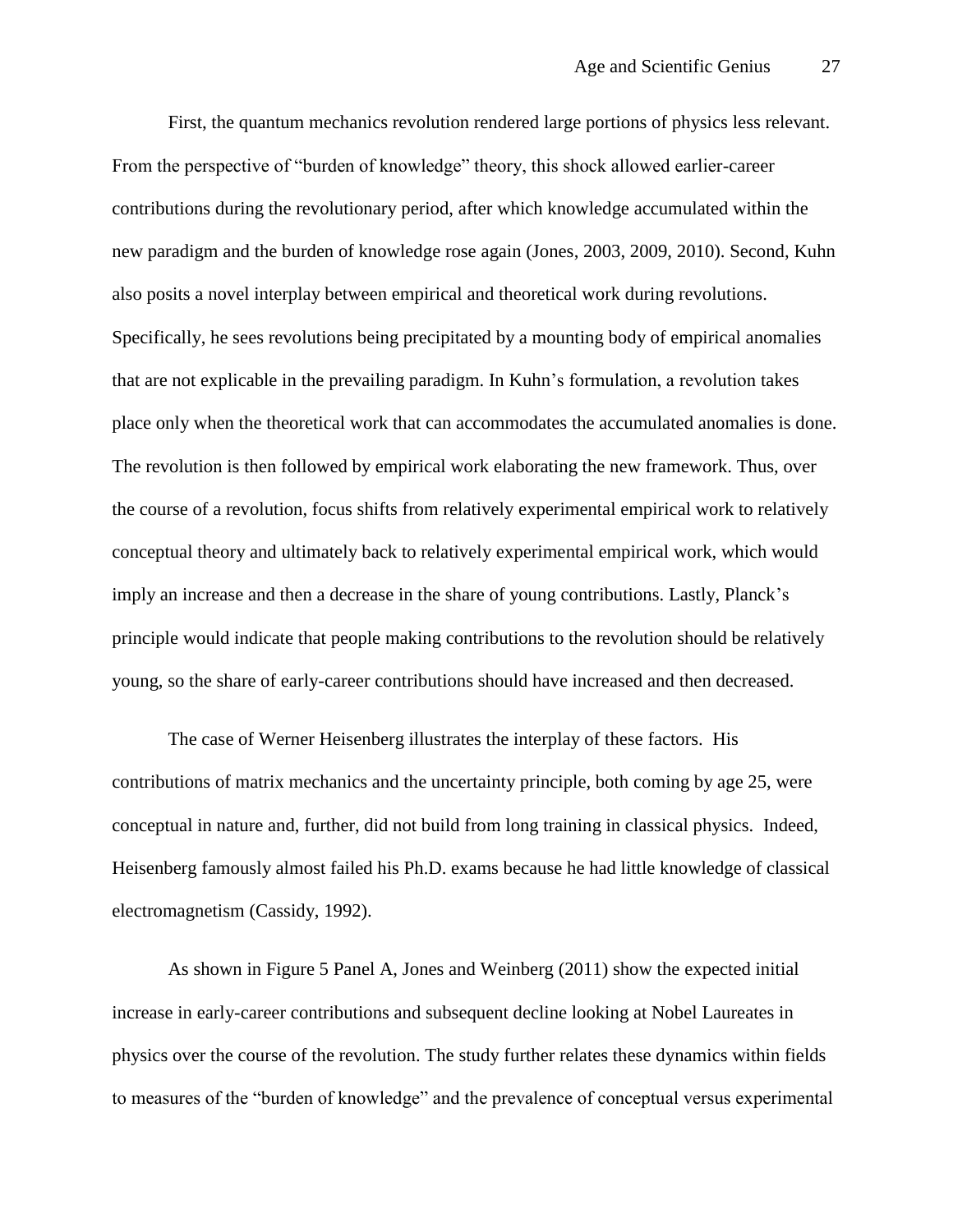First, the quantum mechanics revolution rendered large portions of physics less relevant. From the perspective of "burden of knowledge" theory, this shock allowed earlier-career contributions during the revolutionary period, after which knowledge accumulated within the new paradigm and the burden of knowledge rose again (Jones, 2003, 2009, 2010). Second, Kuhn also posits a novel interplay between empirical and theoretical work during revolutions. Specifically, he sees revolutions being precipitated by a mounting body of empirical anomalies that are not explicable in the prevailing paradigm. In Kuhn's formulation, a revolution takes place only when the theoretical work that can accommodates the accumulated anomalies is done. The revolution is then followed by empirical work elaborating the new framework. Thus, over the course of a revolution, focus shifts from relatively experimental empirical work to relatively conceptual theory and ultimately back to relatively experimental empirical work, which would imply an increase and then a decrease in the share of young contributions. Lastly, Planck's principle would indicate that people making contributions to the revolution should be relatively young, so the share of early-career contributions should have increased and then decreased.

The case of Werner Heisenberg illustrates the interplay of these factors. His contributions of matrix mechanics and the uncertainty principle, both coming by age 25, were conceptual in nature and, further, did not build from long training in classical physics. Indeed, Heisenberg famously almost failed his Ph.D. exams because he had little knowledge of classical electromagnetism (Cassidy, 1992).

As shown in Figure 5 Panel A, Jones and Weinberg (2011) show the expected initial increase in early-career contributions and subsequent decline looking at Nobel Laureates in physics over the course of the revolution. The study further relates these dynamics within fields to measures of the "burden of knowledge" and the prevalence of conceptual versus experimental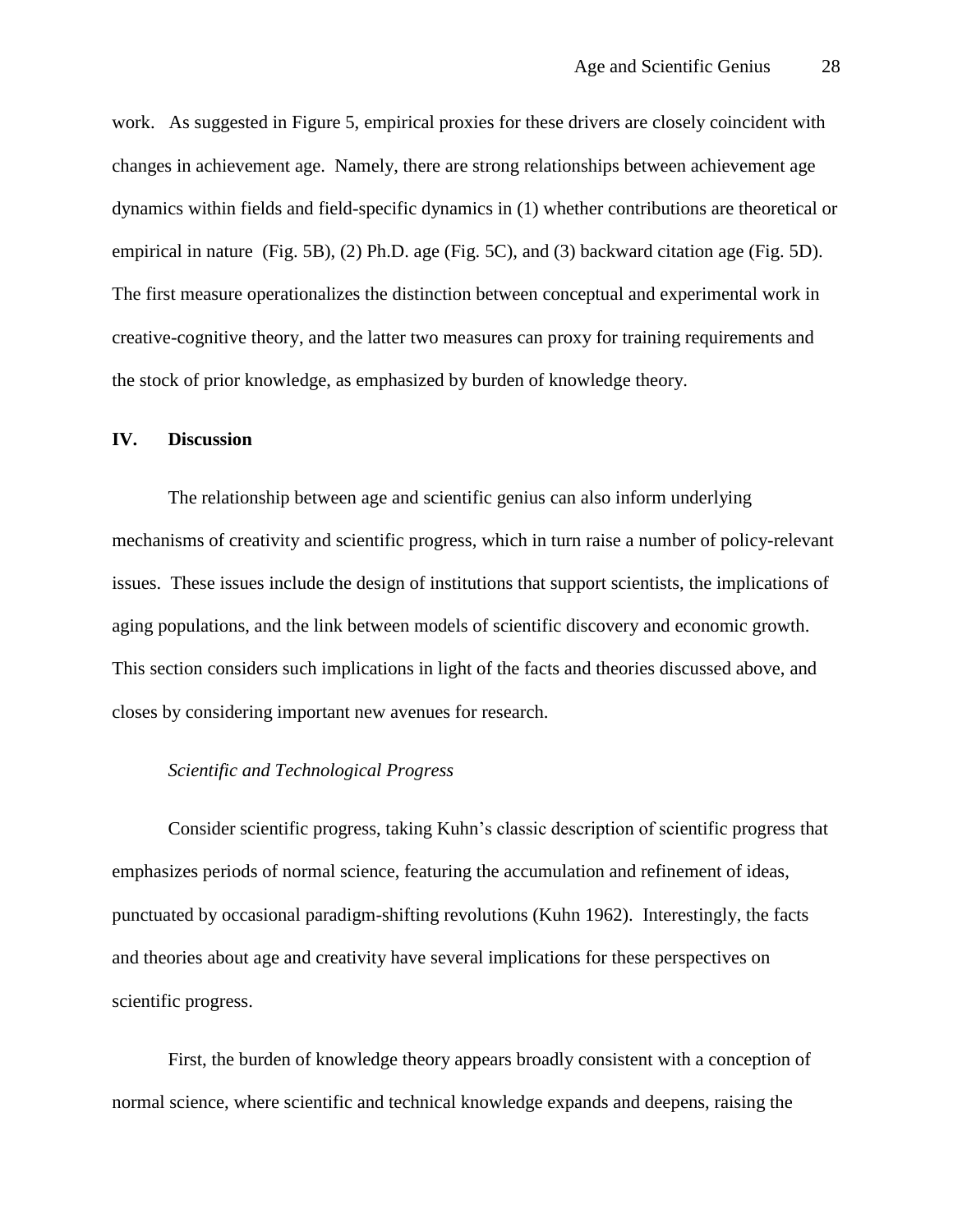work. As suggested in Figure 5, empirical proxies for these drivers are closely coincident with changes in achievement age. Namely, there are strong relationships between achievement age dynamics within fields and field-specific dynamics in (1) whether contributions are theoretical or empirical in nature (Fig. 5B), (2) Ph.D. age (Fig. 5C), and (3) backward citation age (Fig. 5D). The first measure operationalizes the distinction between conceptual and experimental work in creative-cognitive theory, and the latter two measures can proxy for training requirements and the stock of prior knowledge, as emphasized by burden of knowledge theory.

## IV. Discussion

The relationship between age and scientific genius can also inform underlying mechanisms of creativity and scientific progress, which in turn raise a number of policy-relevant issues. These issues include the design of institutions that support scientists, the implications of aging populations, and the link between models of scientific discovery and economic growth. This section considers such implications in light of the facts and theories discussed above, and closes by considering important new avenues for research.

### *Scientific and Technological Progress*

Consider scientific progress, taking Kuhn's classic description of scientific progress that emphasizes periods of normal science, featuring the accumulation and refinement of ideas, punctuated by occasional paradigm-shifting revolutions (Kuhn 1962). Interestingly, the facts and theories about age and creativity have several implications for these perspectives on scientific progress.

First, the burden of knowledge theory appears broadly consistent with a conception of normal science, where scientific and technical knowledge expands and deepens, raising the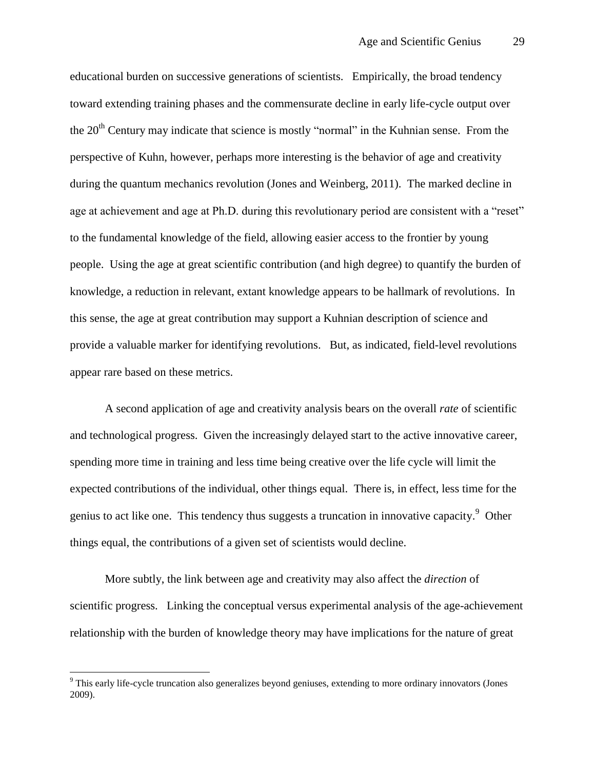educational burden on successive generations of scientists. Empirically, the broad tendency toward extending training phases and the commensurate decline in early life-cycle output over the 20th Century may indicate that science is mostly "normal" in the Kuhnian sense. From the perspective of Kuhn, however, perhaps more interesting is the behavior of age and creativity during the quantum mechanics revolution (Jones and Weinberg, 2011). The marked decline in age at achievement and age at Ph.D. during this revolutionary period are consistent with a "reset" to the fundamental knowledge of the field, allowing easier access to the frontier by young people. Using the age at great scientific contribution (and high degree) to quantify the burden of knowledge, a reduction in relevant, extant knowledge appears to be hallmark of revolutions. In this sense, the age at great contribution may support a Kuhnian description of science and provide a valuable marker for identifying revolutions. But, as indicated, field-level revolutions appear rare based on these metrics.

A second application of age and creativity analysis bears on the overall *rate* of scientific and technological progress. Given the increasingly delayed start to the active innovative career, spending more time in training and less time being creative over the life cycle will limit the expected contributions of the individual, other things equal. There is, in effect, less time for the genius to act like one. This tendency thus suggests a truncation in innovative capacity.[9] Other things equal, the contributions of a given set of scientists would decline.

More subtly, the link between age and creativity may also affect the *direction* of scientific progress. Linking the conceptual versus experimental analysis of the age-achievement relationship with the burden of knowledge theory may have implications for the nature of great

[9] This early life-cycle truncation also generalizes beyond geniuses, extending to more ordinary innovators (Jones 2009).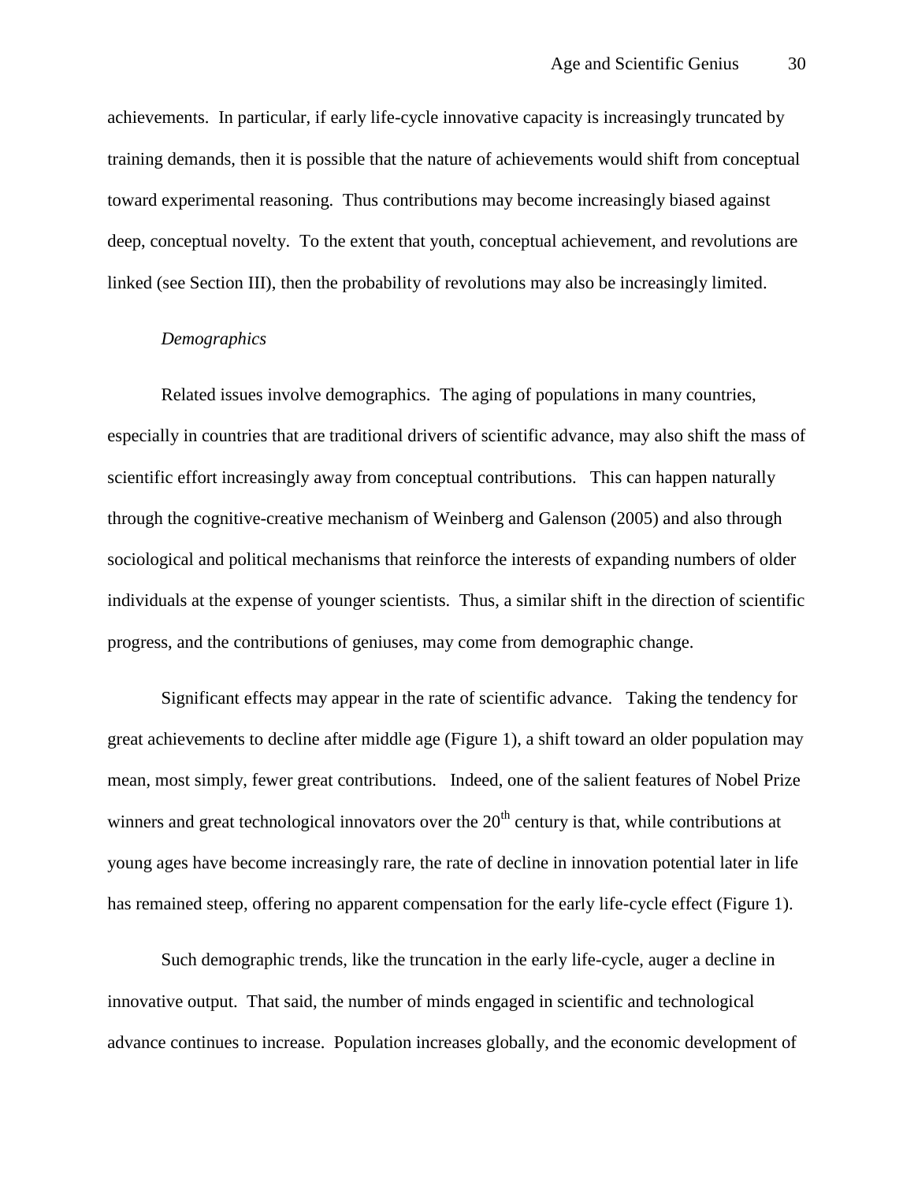achievements. In particular, if early life-cycle innovative capacity is increasingly truncated by training demands, then it is possible that the nature of achievements would shift from conceptual toward experimental reasoning. Thus contributions may become increasingly biased against deep, conceptual novelty. To the extent that youth, conceptual achievement, and revolutions are linked (see Section III), then the probability of revolutions may also be increasingly limited.

*Demographics*

Related issues involve demographics. The aging of populations in many countries, especially in countries that are traditional drivers of scientific advance, may also shift the mass of scientific effort increasingly away from conceptual contributions. This can happen naturally through the cognitive-creative mechanism of Weinberg and Galenson (2005) and also through sociological and political mechanisms that reinforce the interests of expanding numbers of older individuals at the expense of younger scientists. Thus, a similar shift in the direction of scientific progress, and the contributions of geniuses, may come from demographic change.

Significant effects may appear in the rate of scientific advance. Taking the tendency for great achievements to decline after middle age (Figure 1), a shift toward an older population may mean, most simply, fewer great contributions. Indeed, one of the salient features of Nobel Prize winners and great technological innovators over the 20th century is that, while contributions at young ages have become increasingly rare, the rate of decline in innovation potential later in life has remained steep, offering no apparent compensation for the early life-cycle effect (Figure 1).

Such demographic trends, like the truncation in the early life-cycle, auger a decline in innovative output. That said, the number of minds engaged in scientific and technological advance continues to increase. Population increases globally, and the economic development of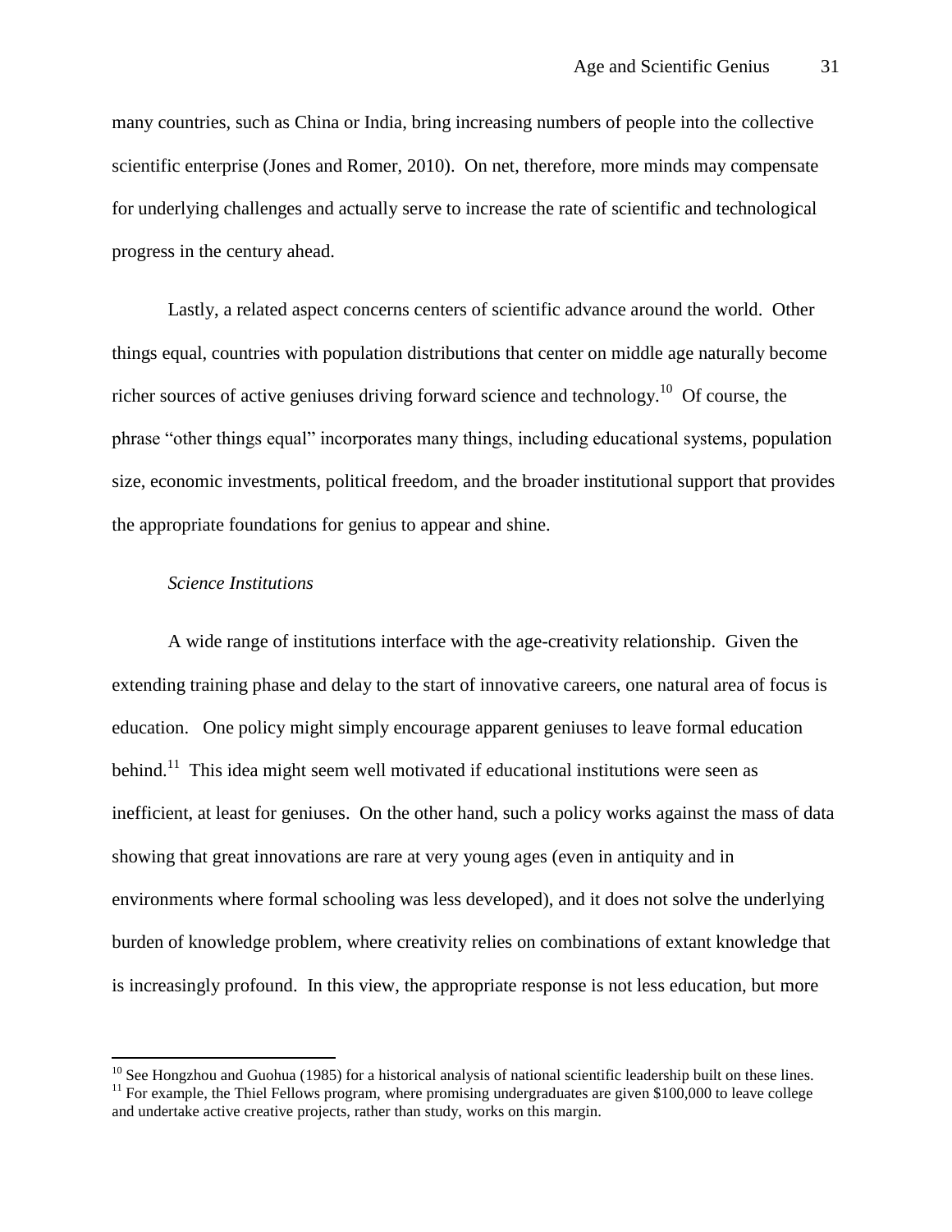many countries, such as China or India, bring increasing numbers of people into the collective scientific enterprise (Jones and Romer, 2010). On net, therefore, more minds may compensate for underlying challenges and actually serve to increase the rate of scientific and technological progress in the century ahead.

Lastly, a related aspect concerns centers of scientific advance around the world. Other things equal, countries with population distributions that center on middle age naturally become richer sources of active geniuses driving forward science and technology.[10] Of course, the phrase "other things equal" incorporates many things, including educational systems, population size, economic investments, political freedom, and the broader institutional support that provides the appropriate foundations for genius to appear and shine.

*Science Institutions*

A wide range of institutions interface with the age-creativity relationship. Given the extending training phase and delay to the start of innovative careers, one natural area of focus is education. One policy might simply encourage apparent geniuses to leave formal education behind.[11] This idea might seem well motivated if educational institutions were seen as inefficient, at least for geniuses. On the other hand, such a policy works against the mass of data showing that great innovations are rare at very young ages (even in antiquity and in environments where formal schooling was less developed), and it does not solve the underlying burden of knowledge problem, where creativity relies on combinations of extant knowledge that is increasingly profound. In this view, the appropriate response is not less education, but more

---

[10] See Hongzhou and Guohua (1985) for a historical analysis of national scientific leadership built on these lines.

[11] For example, the Thiel Fellows program, where promising undergraduates are given $100,000 to leave college and undertake active creative projects, rather than study, works on this margin.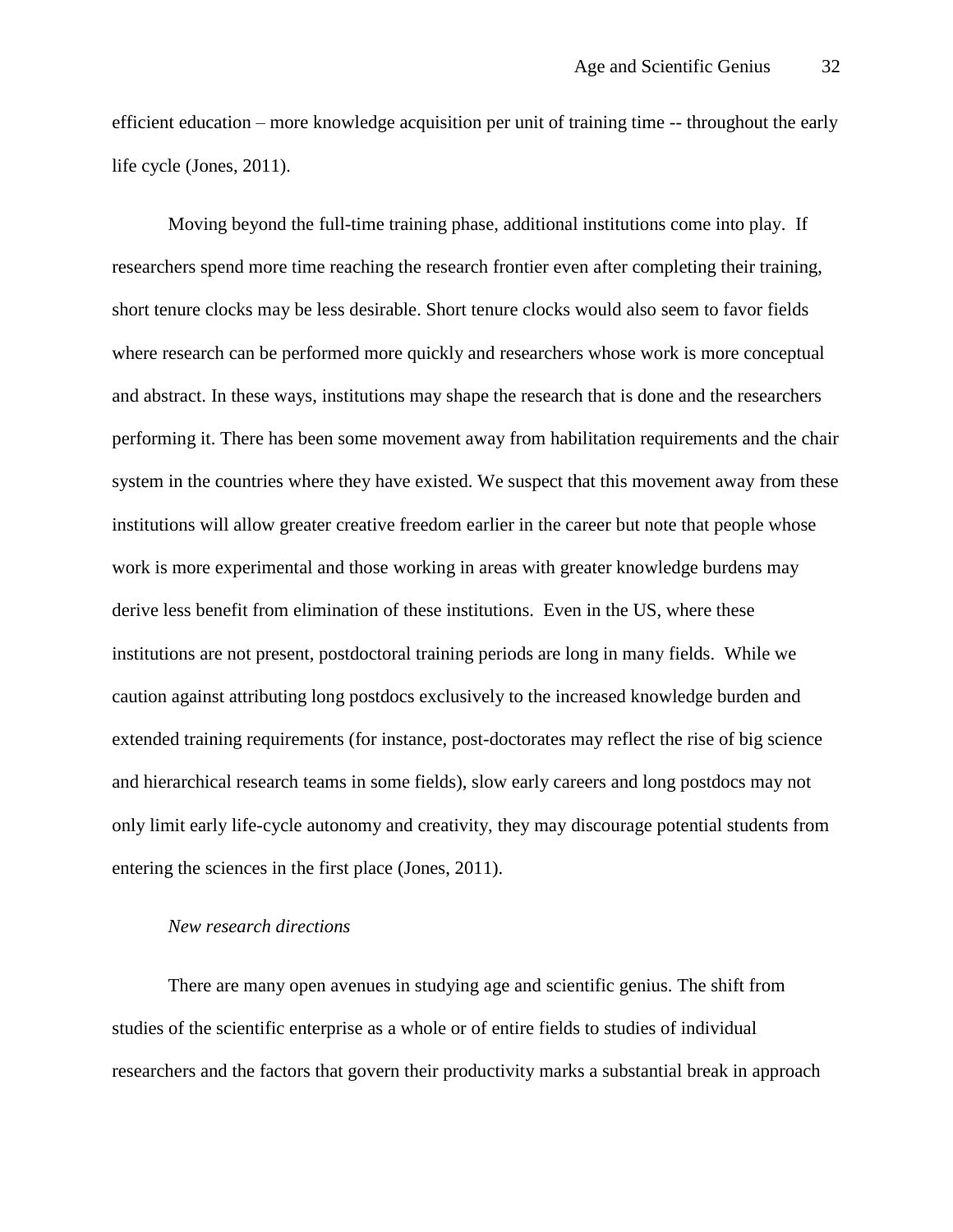efficient education – more knowledge acquisition per unit of training time -- throughout the early life cycle (Jones, 2011).

Moving beyond the full-time training phase, additional institutions come into play. If researchers spend more time reaching the research frontier even after completing their training, short tenure clocks may be less desirable. Short tenure clocks would also seem to favor fields where research can be performed more quickly and researchers whose work is more conceptual and abstract. In these ways, institutions may shape the research that is done and the researchers performing it. There has been some movement away from habilitation requirements and the chair system in the countries where they have existed. We suspect that this movement away from these institutions will allow greater creative freedom earlier in the career but note that people whose work is more experimental and those working in areas with greater knowledge burdens may derive less benefit from elimination of these institutions. Even in the US, where these institutions are not present, postdoctoral training periods are long in many fields. While we caution against attributing long postdocs exclusively to the increased knowledge burden and extended training requirements (for instance, post-doctorates may reflect the rise of big science and hierarchical research teams in some fields), slow early careers and long postdocs may not only limit early life-cycle autonomy and creativity, they may discourage potential students from entering the sciences in the first place (Jones, 2011).

*New research directions*

There are many open avenues in studying age and scientific genius. The shift from studies of the scientific enterprise as a whole or of entire fields to studies of individual researchers and the factors that govern their productivity marks a substantial break in approach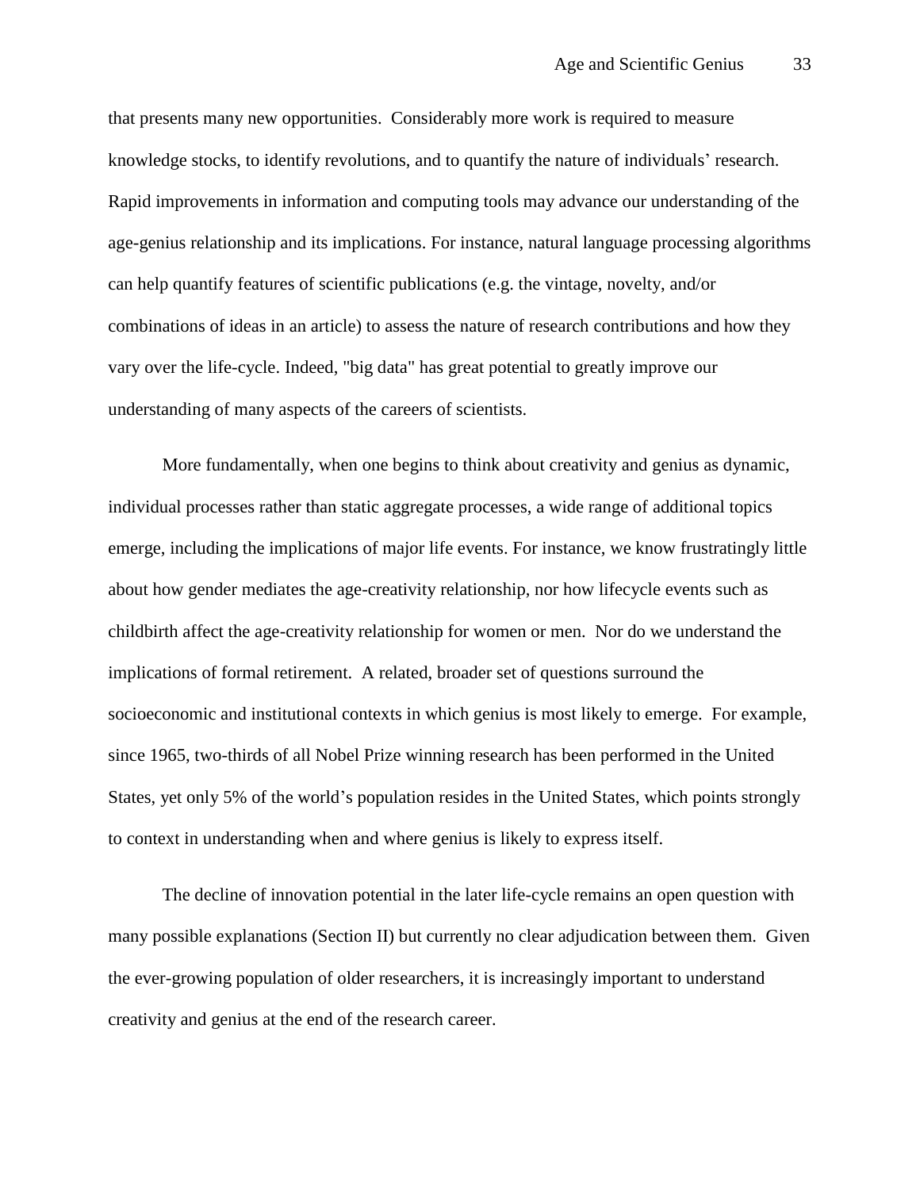that presents many new opportunities. Considerably more work is required to measure knowledge stocks, to identify revolutions, and to quantify the nature of individuals' research. Rapid improvements in information and computing tools may advance our understanding of the age-genius relationship and its implications. For instance, natural language processing algorithms can help quantify features of scientific publications (e.g. the vintage, novelty, and/or combinations of ideas in an article) to assess the nature of research contributions and how they vary over the life-cycle. Indeed, "big data" has great potential to greatly improve our understanding of many aspects of the careers of scientists.

More fundamentally, when one begins to think about creativity and genius as dynamic, individual processes rather than static aggregate processes, a wide range of additional topics emerge, including the implications of major life events. For instance, we know frustratingly little about how gender mediates the age-creativity relationship, nor how lifecycle events such as childbirth affect the age-creativity relationship for women or men. Nor do we understand the implications of formal retirement. A related, broader set of questions surround the socioeconomic and institutional contexts in which genius is most likely to emerge. For example, since 1965, two-thirds of all Nobel Prize winning research has been performed in the United States, yet only 5% of the world's population resides in the United States, which points strongly to context in understanding when and where genius is likely to express itself.

The decline of innovation potential in the later life-cycle remains an open question with many possible explanations (Section II) but currently no clear adjudication between them. Given the ever-growing population of older researchers, it is increasingly important to understand creativity and genius at the end of the research career.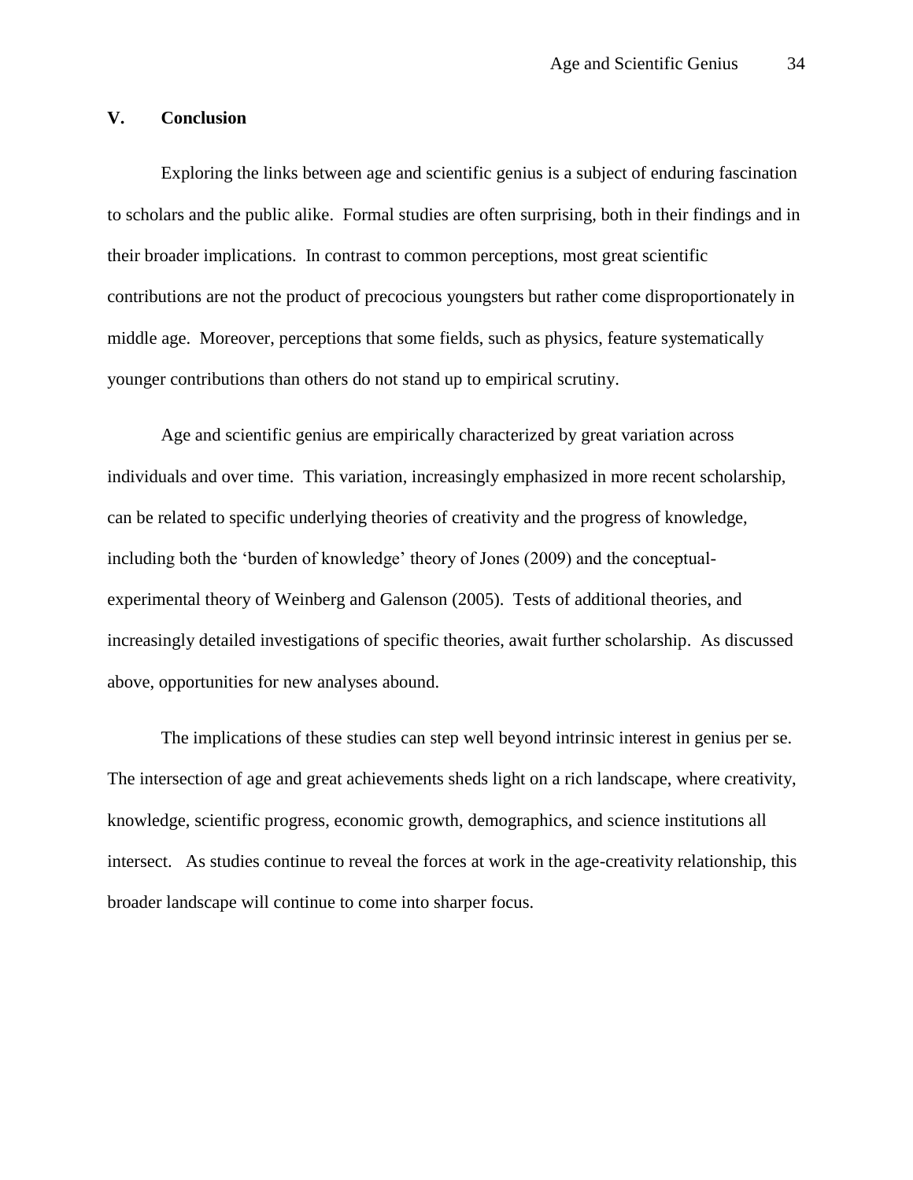## V. Conclusion

Exploring the links between age and scientific genius is a subject of enduring fascination to scholars and the public alike. Formal studies are often surprising, both in their findings and in their broader implications. In contrast to common perceptions, most great scientific contributions are not the product of precocious youngsters but rather come disproportionately in middle age. Moreover, perceptions that some fields, such as physics, feature systematically younger contributions than others do not stand up to empirical scrutiny.

Age and scientific genius are empirically characterized by great variation across individuals and over time. This variation, increasingly emphasized in more recent scholarship, can be related to specific underlying theories of creativity and the progress of knowledge, including both the 'burden of knowledge' theory of Jones (2009) and the conceptual-experimental theory of Weinberg and Galenson (2005). Tests of additional theories, and increasingly detailed investigations of specific theories, await further scholarship. As discussed above, opportunities for new analyses abound.

The implications of these studies can step well beyond intrinsic interest in genius per se. The intersection of age and great achievements sheds light on a rich landscape, where creativity, knowledge, scientific progress, economic growth, demographics, and science institutions all intersect. As studies continue to reveal the forces at work in the age-creativity relationship, this broader landscape will continue to come into sharper focus.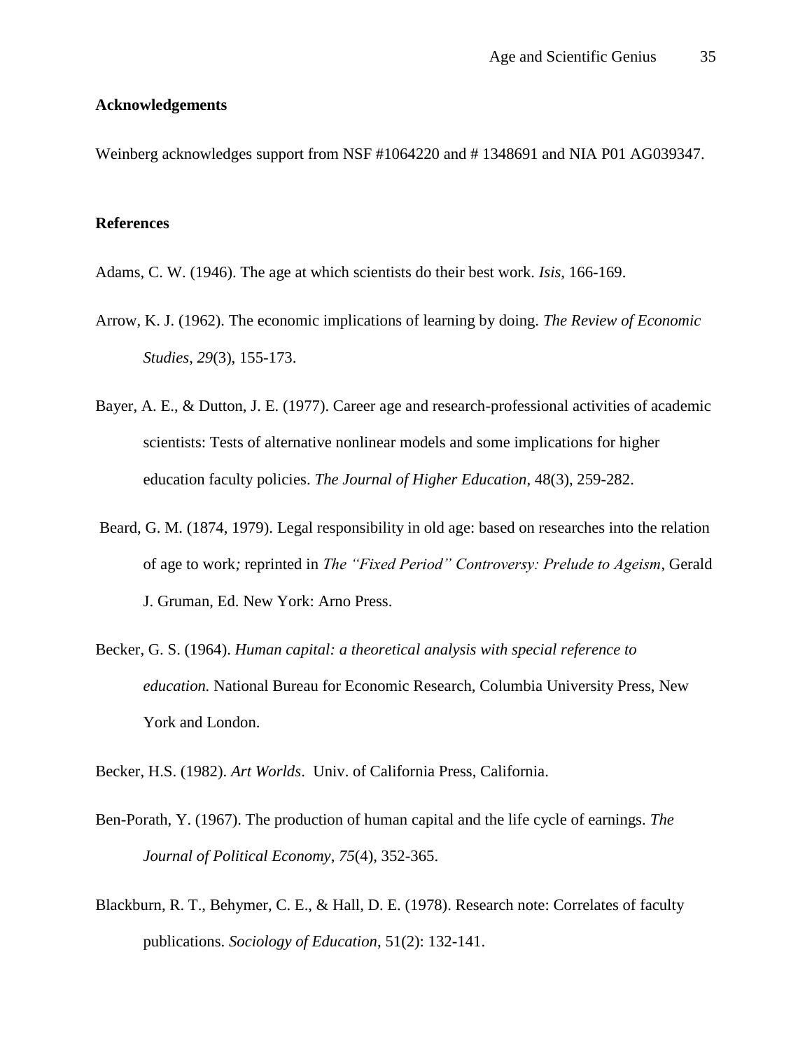**Acknowledgements**

Weinberg acknowledges support from NSF #1064220 and # 1348691 and NIA P01 AG039347.

**References**

Adams, C. W. (1946). The age at which scientists do their best work. *Isis*, 166-169.

Arrow, K. J. (1962). The economic implications of learning by doing. *The Review of Economic Studies*, *29*(3), 155-173.

Bayer, A. E., & Dutton, J. E. (1977). Career age and research-professional activities of academic scientists: Tests of alternative nonlinear models and some implications for higher education faculty policies. *The Journal of Higher Education*, 48(3), 259-282.

Beard, G. M. (1874, 1979). Legal responsibility in old age: based on researches into the relation of age to work*;* reprinted in *The "Fixed Period" Controversy: Prelude to Ageism*, Gerald J. Gruman, Ed. New York: Arno Press.

Becker, G. S. (1964). *Human capital: a theoretical analysis with special reference to education.* National Bureau for Economic Research, Columbia University Press, New York and London.

Becker, H.S. (1982). *Art Worlds*. Univ. of California Press, California.

Ben-Porath, Y. (1967). The production of human capital and the life cycle of earnings. *The Journal of Political Economy*, *75*(4), 352-365.

Blackburn, R. T., Behymer, C. E., & Hall, D. E. (1978). Research note: Correlates of faculty publications. *Sociology of Education*, 51(2): 132-141.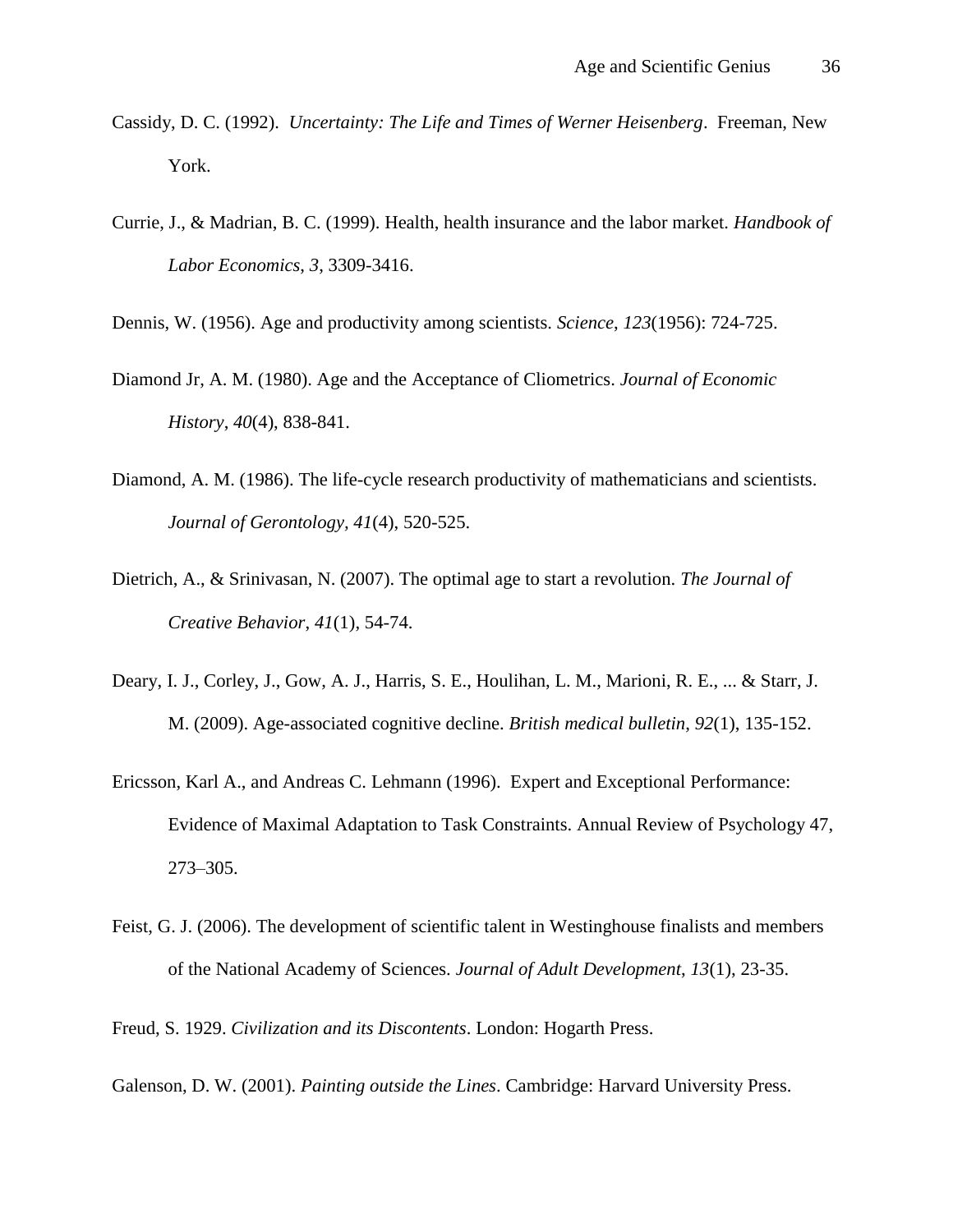Cassidy, D. C. (1992). *Uncertainty: The Life and Times of Werner Heisenberg*. Freeman, New York.

Currie, J., & Madrian, B. C. (1999). Health, health insurance and the labor market. *Handbook of Labor Economics*, *3*, 3309-3416.

Dennis, W. (1956). Age and productivity among scientists. *Science*, *123*(1956): 724-725.

Diamond Jr, A. M. (1980). Age and the Acceptance of Cliometrics. *Journal of Economic History*, *40*(4), 838-841.

Diamond, A. M. (1986). The life-cycle research productivity of mathematicians and scientists. *Journal of Gerontology*, *41*(4), 520-525.

Dietrich, A., & Srinivasan, N. (2007). The optimal age to start a revolution. *The Journal of Creative Behavior*, *41*(1), 54-74.

Deary, I. J., Corley, J., Gow, A. J., Harris, S. E., Houlihan, L. M., Marioni, R. E., ... & Starr, J. M. (2009). Age-associated cognitive decline. *British medical bulletin*, *92*(1), 135-152.

Ericsson, Karl A., and Andreas C. Lehmann (1996). Expert and Exceptional Performance: Evidence of Maximal Adaptation to Task Constraints. Annual Review of Psychology 47, 273–305.

Feist, G. J. (2006). The development of scientific talent in Westinghouse finalists and members of the National Academy of Sciences. *Journal of Adult Development*, *13*(1), 23-35.

Freud, S. 1929. *Civilization and its Discontents*. London: Hogarth Press.

Galenson, D. W. (2001). *Painting outside the Lines*. Cambridge: Harvard University Press.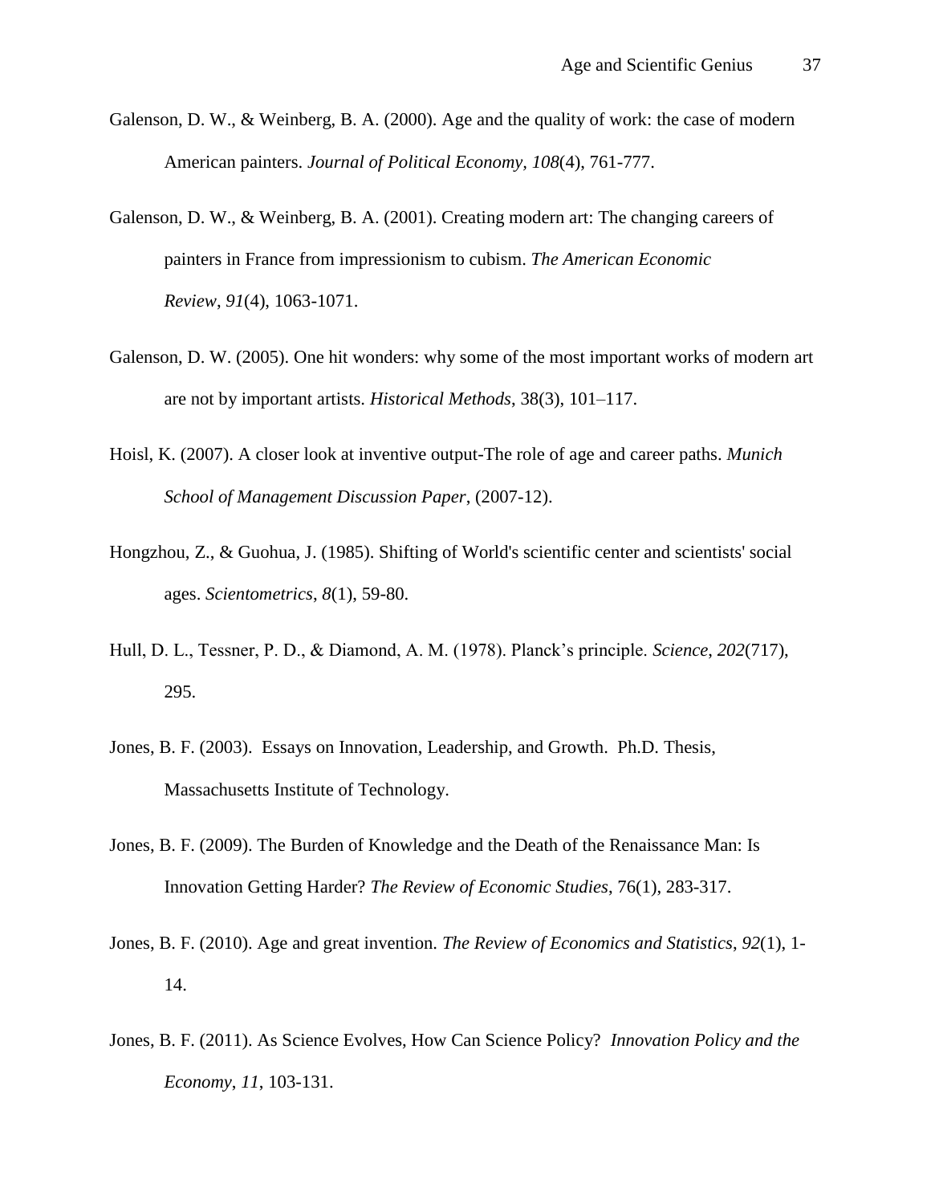Galenson, D. W., & Weinberg, B. A. (2000). Age and the quality of work: the case of modern American painters. *Journal of Political Economy*, *108*(4), 761-777.

Galenson, D. W., & Weinberg, B. A. (2001). Creating modern art: The changing careers of painters in France from impressionism to cubism. *The American Economic Review*, *91*(4), 1063-1071.

Galenson, D. W. (2005). One hit wonders: why some of the most important works of modern art are not by important artists. *Historical Methods*, 38(3), 101–117.

Hoisl, K. (2007). A closer look at inventive output-The role of age and career paths. *Munich School of Management Discussion Paper*, (2007-12).

Hongzhou, Z., & Guohua, J. (1985). Shifting of World's scientific center and scientists' social ages. *Scientometrics*, *8*(1), 59-80.

Hull, D. L., Tessner, P. D., & Diamond, A. M. (1978). Planck's principle. *Science*, *202*(717), 295.

Jones, B. F. (2003). Essays on Innovation, Leadership, and Growth. Ph.D. Thesis, Massachusetts Institute of Technology.

Jones, B. F. (2009). The Burden of Knowledge and the Death of the Renaissance Man: Is Innovation Getting Harder? *The Review of Economic Studies*, 76(1), 283-317.

Jones, B. F. (2010). Age and great invention. *The Review of Economics and Statistics*, *92*(1), 1-14.

Jones, B. F. (2011). As Science Evolves, How Can Science Policy? *Innovation Policy and the Economy*, *11*, 103-131.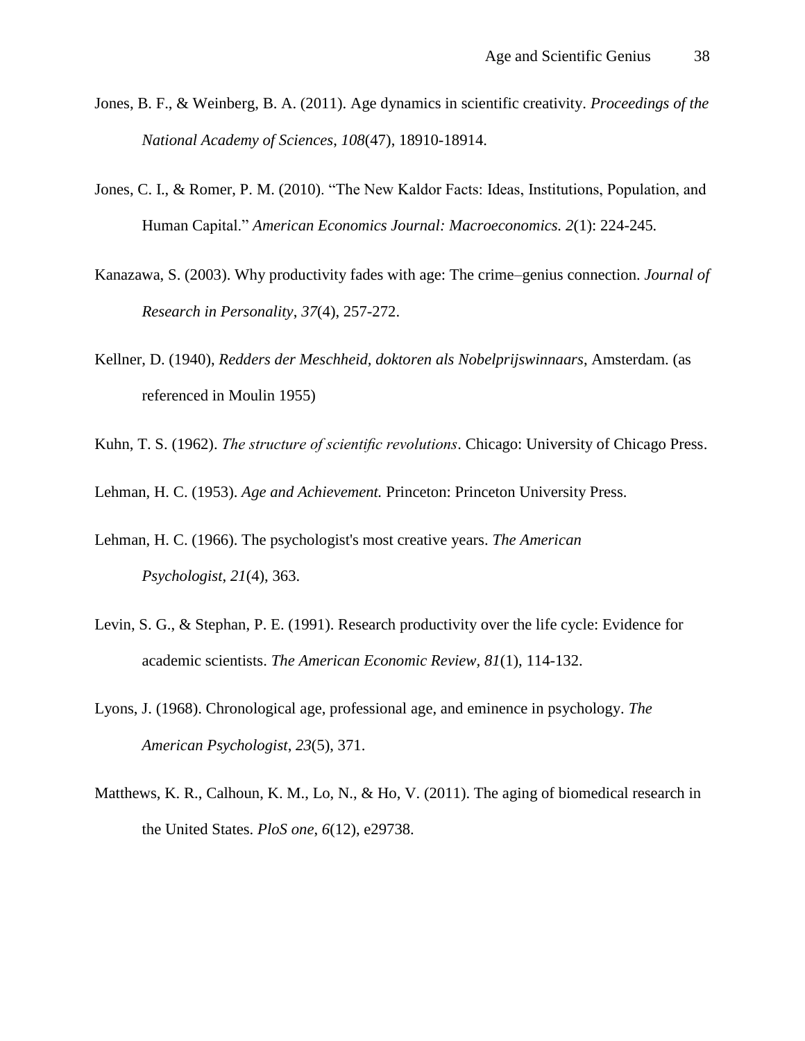Jones, B. F., & Weinberg, B. A. (2011). Age dynamics in scientific creativity. *Proceedings of the National Academy of Sciences*, *108*(47), 18910-18914.

Jones, C. I., & Romer, P. M. (2010). "The New Kaldor Facts: Ideas, Institutions, Population, and Human Capital." *American Economics Journal: Macroeconomics. 2*(1): 224-245.

Kanazawa, S. (2003). Why productivity fades with age: The crime–genius connection. *Journal of Research in Personality*, *37*(4), 257-272.

Kellner, D. (1940), *Redders der Meschheid, doktoren als Nobelprijswinnaars*, Amsterdam. (as referenced in Moulin 1955)

Kuhn, T. S. (1962). *The structure of scientific revolutions*. Chicago: University of Chicago Press.

Lehman, H. C. (1953). *Age and Achievement.* Princeton: Princeton University Press.

Lehman, H. C. (1966). The psychologist's most creative years. *The American Psychologist*, *21*(4), 363.

Levin, S. G., & Stephan, P. E. (1991). Research productivity over the life cycle: Evidence for academic scientists. *The American Economic Review*, *81*(1), 114-132.

Lyons, J. (1968). Chronological age, professional age, and eminence in psychology. *The American Psychologist*, *23*(5), 371.

Matthews, K. R., Calhoun, K. M., Lo, N., & Ho, V. (2011). The aging of biomedical research in the United States. *PloS one*, *6*(12), e29738.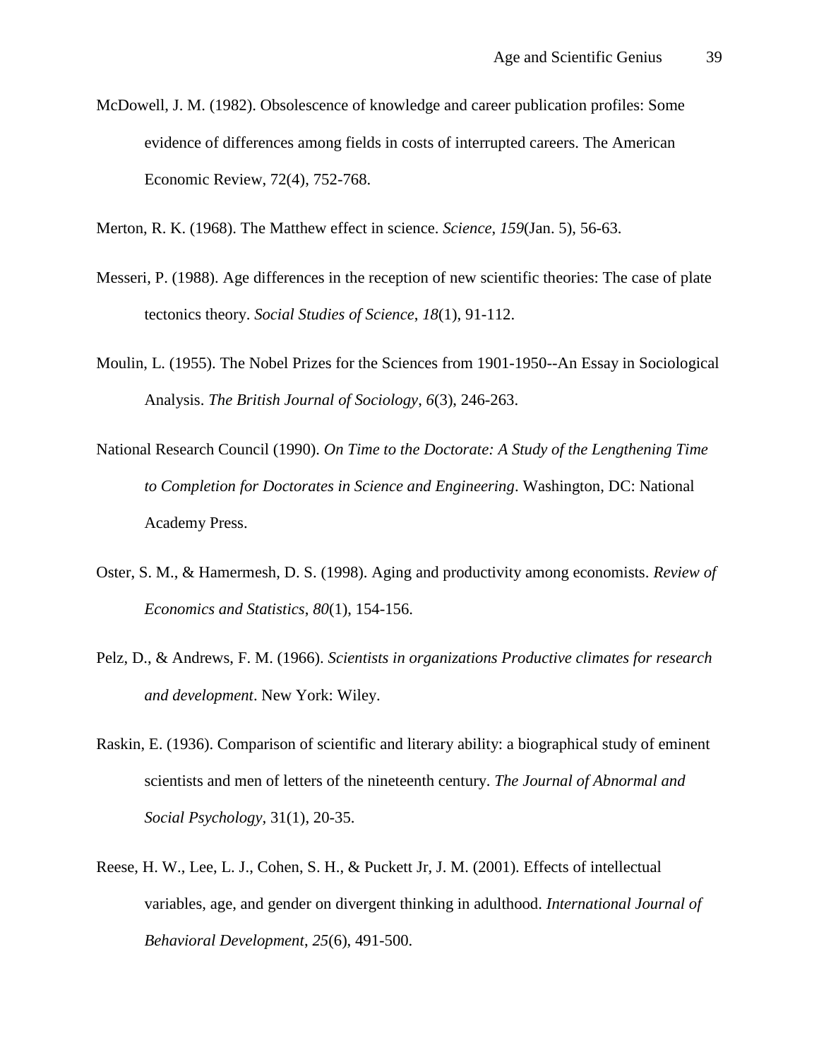McDowell, J. M. (1982). Obsolescence of knowledge and career publication profiles: Some evidence of differences among fields in costs of interrupted careers. The American Economic Review, 72(4), 752-768.

Merton, R. K. (1968). The Matthew effect in science. *Science, 159*(Jan. 5), 56-63.

Messeri, P. (1988). Age differences in the reception of new scientific theories: The case of plate tectonics theory. *Social Studies of Science, 18*(1), 91-112.

Moulin, L. (1955). The Nobel Prizes for the Sciences from 1901-1950--An Essay in Sociological Analysis. *The British Journal of Sociology, 6*(3), 246-263.

National Research Council (1990). *On Time to the Doctorate: A Study of the Lengthening Time to Completion for Doctorates in Science and Engineering*. Washington, DC: National Academy Press.

Oster, S. M., & Hamermesh, D. S. (1998). Aging and productivity among economists. *Review of Economics and Statistics, 80*(1), 154-156.

Pelz, D., & Andrews, F. M. (1966). *Scientists in organizations Productive climates for research and development*. New York: Wiley.

Raskin, E. (1936). Comparison of scientific and literary ability: a biographical study of eminent scientists and men of letters of the nineteenth century. *The Journal of Abnormal and Social Psychology,* 31(1), 20-35.

Reese, H. W., Lee, L. J., Cohen, S. H., & Puckett Jr, J. M. (2001). Effects of intellectual variables, age, and gender on divergent thinking in adulthood. *International Journal of Behavioral Development, 25*(6), 491-500.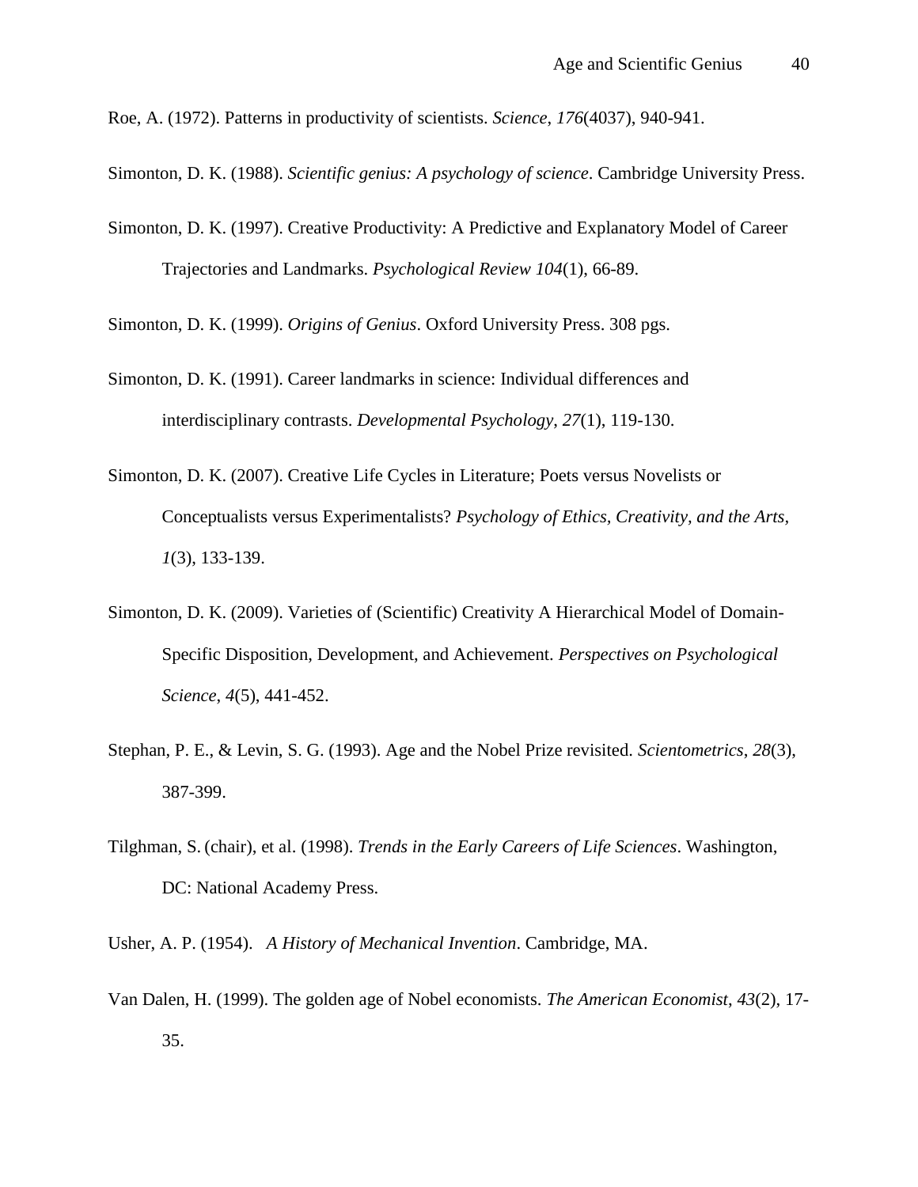Roe, A. (1972). Patterns in productivity of scientists. *Science*, *176*(4037), 940-941.

Simonton, D. K. (1988). *Scientific genius: A psychology of science*. Cambridge University Press.

Simonton, D. K. (1997). Creative Productivity: A Predictive and Explanatory Model of Career Trajectories and Landmarks. *Psychological Review 104*(1), 66-89.

Simonton, D. K. (1999). *Origins of Genius*. Oxford University Press. 308 pgs.

Simonton, D. K. (1991). Career landmarks in science: Individual differences and interdisciplinary contrasts. *Developmental Psychology*, *27*(1), 119-130.

Simonton, D. K. (2007). Creative Life Cycles in Literature; Poets versus Novelists or Conceptualists versus Experimentalists? *Psychology of Ethics, Creativity, and the Arts*, *1*(3), 133-139.

Simonton, D. K. (2009). Varieties of (Scientific) Creativity A Hierarchical Model of Domain-Specific Disposition, Development, and Achievement. *Perspectives on Psychological Science*, *4*(5), 441-452.

Stephan, P. E., & Levin, S. G. (1993). Age and the Nobel Prize revisited. *Scientometrics*, *28*(3), 387-399.

Tilghman, S. (chair), et al. (1998). *Trends in the Early Careers of Life Sciences*. Washington, DC: National Academy Press.

Usher, A. P. (1954). *A History of Mechanical Invention*. Cambridge, MA.

Van Dalen, H. (1999). The golden age of Nobel economists. *The American Economist*, *43*(2), 17-35.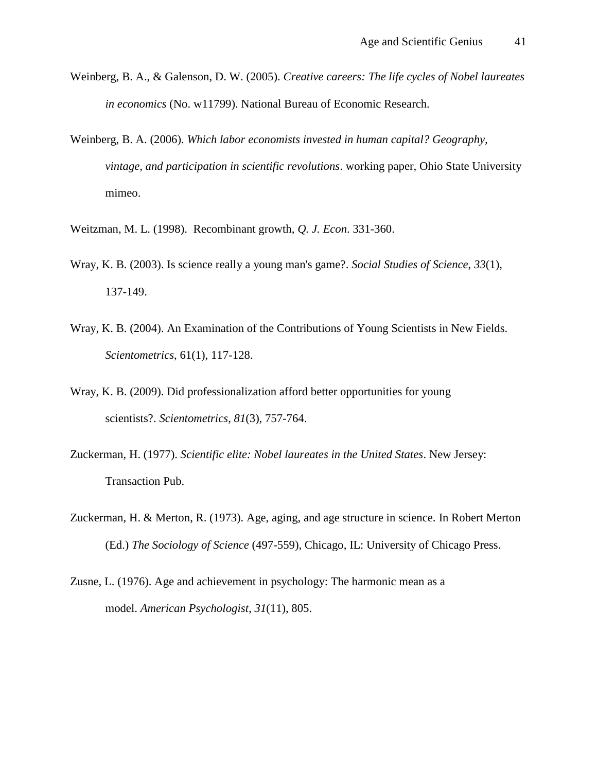Weinberg, B. A., & Galenson, D. W. (2005). *Creative careers: The life cycles of Nobel laureates in economics* (No. w11799). National Bureau of Economic Research.

Weinberg, B. A. (2006). *Which labor economists invested in human capital? Geography, vintage, and participation in scientific revolutions*. working paper, Ohio State University mimeo.

Weitzman, M. L. (1998). Recombinant growth, *Q. J. Econ*. 331-360.

Wray, K. B. (2003). Is science really a young man's game?. *Social Studies of Science*, *33*(1), 137-149.

Wray, K. B. (2004). An Examination of the Contributions of Young Scientists in New Fields. *Scientometrics*, 61(1), 117-128.

Wray, K. B. (2009). Did professionalization afford better opportunities for young scientists?. *Scientometrics*, *81*(3), 757-764.

Zuckerman, H. (1977). *Scientific elite: Nobel laureates in the United States*. New Jersey: Transaction Pub.

Zuckerman, H. & Merton, R. (1973). Age, aging, and age structure in science. In Robert Merton (Ed.) *The Sociology of Science* (497-559), Chicago, IL: University of Chicago Press.

Zusne, L. (1976). Age and achievement in psychology: The harmonic mean as a model. *American Psychologist*, *31*(11), 805.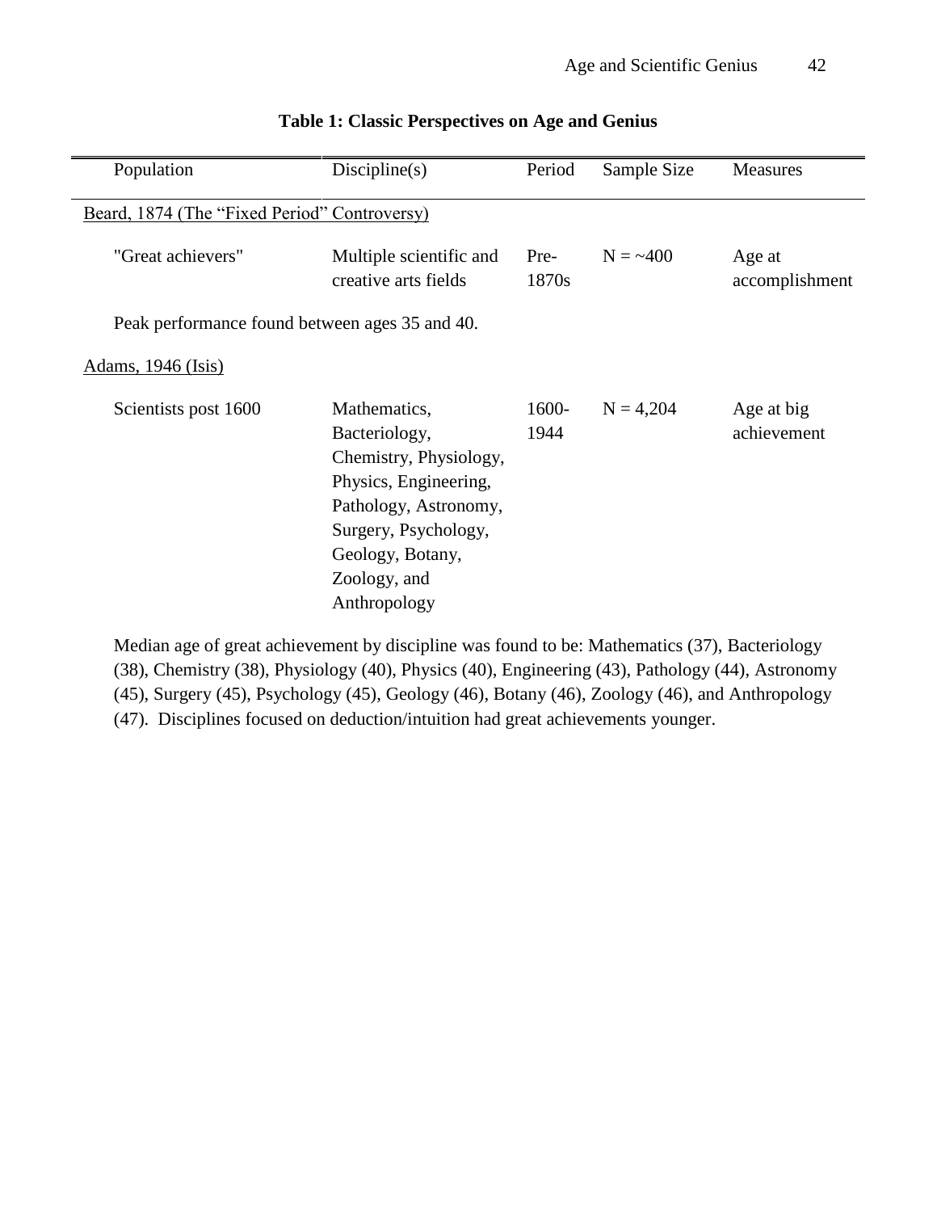**Table 1: Classic Perspectives on Age and Genius**

| Population | Discipline(s) | Period | Sample Size | Measures |
|---|---|---|---|---|
| Beard, 1874 (The "Fixed Period" Controversy) | | | | |
| "Great achievers" | Multiple scientific and creative arts fields | Pre-1870s | N = ~400 | Age at accomplishment |
| Peak performance found between ages 35 and 40. | | | | |
| Adams, 1946 (Isis) | | | | |
| Scientists post 1600 | Mathematics, Bacteriology, Chemistry, Physiology, Physics, Engineering, Pathology, Astronomy, Surgery, Psychology, Geology, Botany, Zoology, and Anthropology | 1600-1944 | N = 4,204 | Age at big achievement |
| Median age of great achievement by discipline was found to be: Mathematics (37), Bacteriology (38), Chemistry (38), Physiology (40), Physics (40), Engineering (43), Pathology (44), Astronomy (45), Surgery (45), Psychology (45), Geology (46), Botany (46), Zoology (46), and Anthropology (47). Disciplines focused on deduction/intuition had great achievements younger. | | | | |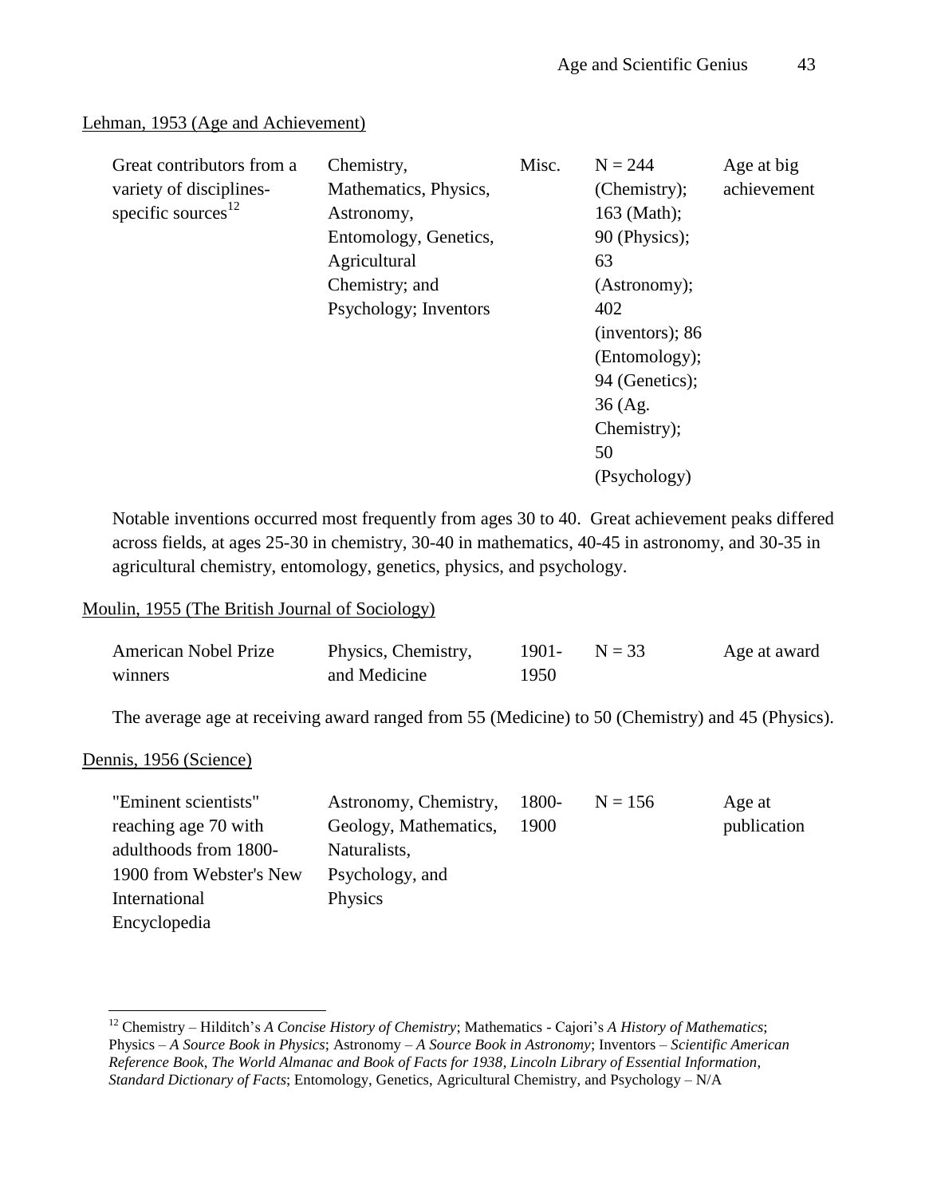Lehman, 1953 (Age and Achievement)

| | | | | |
|---|---|---|---|---|
| Great contributors from a variety of disciplines-specific sources[12] | Chemistry, Mathematics, Physics, Astronomy, Entomology, Genetics, Agricultural Chemistry; and Psychology; Inventors | Misc. | N = 244 (Chemistry); 163 (Math); 90 (Physics); 63 (Astronomy); 402 (inventors); 86 (Entomology); 94 (Genetics); 36 (Ag. Chemistry); 50 (Psychology) | Age at big achievement |

Notable inventions occurred most frequently from ages 30 to 40. Great achievement peaks differed across fields, at ages 25-30 in chemistry, 30-40 in mathematics, 40-45 in astronomy, and 30-35 in agricultural chemistry, entomology, genetics, physics, and psychology.

Moulin, 1955 (The British Journal of Sociology)

| | | | | |
|---|---|---|---|---|
| American Nobel Prize winners | Physics, Chemistry, and Medicine | 1901-1950 | N = 33 | Age at award |

The average age at receiving award ranged from 55 (Medicine) to 50 (Chemistry) and 45 (Physics).

Dennis, 1956 (Science)

| | | | | |
|---|---|---|---|---|
| "Eminent scientists" reaching age 70 with adulthoods from 1800-1900 from Webster's New International Encyclopedia | Astronomy, Chemistry, Geology, Mathematics, Naturalists, Psychology, and Physics | 1800-1900 | N = 156 | Age at publication |

[12] Chemistry – Hilditch's *A Concise History of Chemistry*; Mathematics - Cajori's *A History of Mathematics*; Physics – *A Source Book in Physics*; Astronomy – *A Source Book in Astronomy*; Inventors – *Scientific American Reference Book*, *The World Almanac and Book of Facts for 1938*, *Lincoln Library of Essential Information*, *Standard Dictionary of Facts*; Entomology, Genetics, Agricultural Chemistry, and Psychology – N/A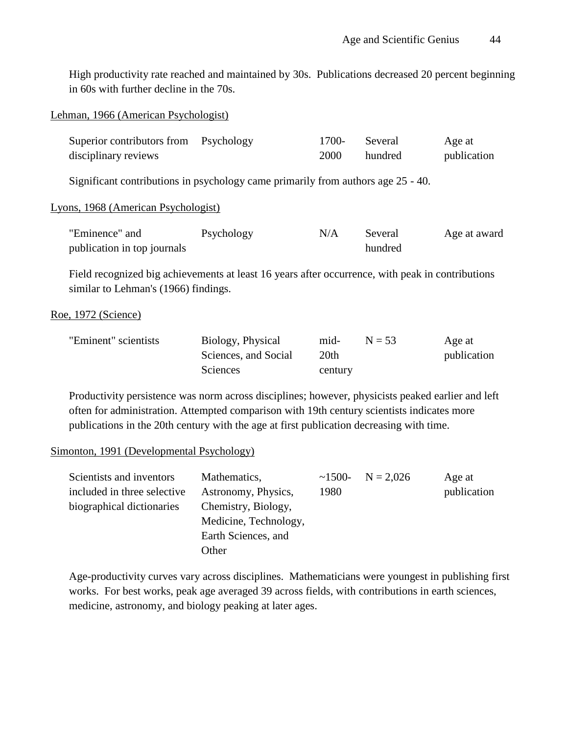High productivity rate reached and maintained by 30s. Publications decreased 20 percent beginning in 60s with further decline in the 70s.

Lehman, 1966 (American Psychologist)

| | | | | |
|---|---|---|---|---|
| Superior contributors from disciplinary reviews | Psychology | 1700-2000 | Several hundred | Age at publication |

Significant contributions in psychology came primarily from authors age 25 - 40.

Lyons, 1968 (American Psychologist)

| | | | | |
|---|---|---|---|---|
| "Eminence" and publication in top journals | Psychology | N/A | Several hundred | Age at award |

Field recognized big achievements at least 16 years after occurrence, with peak in contributions similar to Lehman's (1966) findings.

Roe, 1972 (Science)

| | | | | |
|---|---|---|---|---|
| "Eminent" scientists | Biology, Physical Sciences, and Social Sciences | mid-20th century | N = 53 | Age at publication |

Productivity persistence was norm across disciplines; however, physicists peaked earlier and left often for administration. Attempted comparison with 19th century scientists indicates more publications in the 20th century with the age at first publication decreasing with time.

Simonton, 1991 (Developmental Psychology)

| | | | | |
|---|---|---|---|---|
| Scientists and inventors included in three selective biographical dictionaries | Mathematics, Astronomy, Physics, Chemistry, Biology, Medicine, Technology, Earth Sciences, and Other | ~1500-1980 | N = 2,026 | Age at publication |

Age-productivity curves vary across disciplines. Mathematicians were youngest in publishing first works. For best works, peak age averaged 39 across fields, with contributions in earth sciences, medicine, astronomy, and biology peaking at later ages.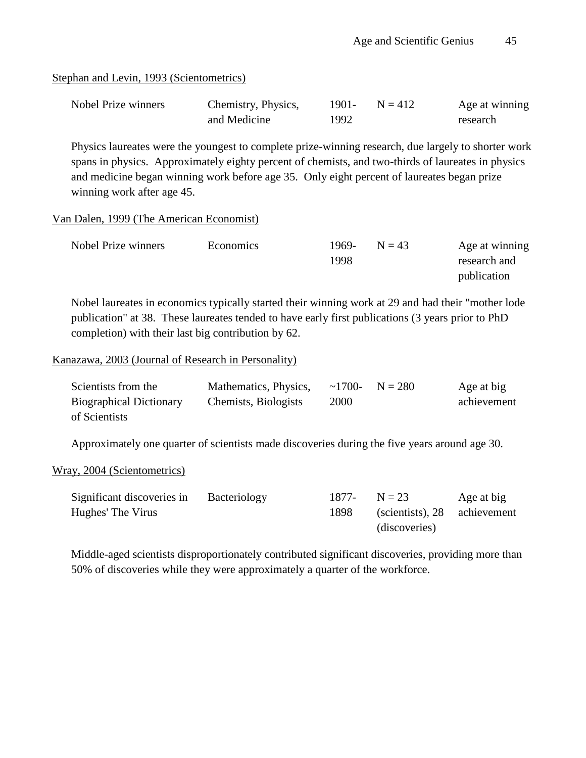Stephan and Levin, 1993 (Scientometrics)

| Nobel Prize winners | Chemistry, Physics, and Medicine | 1901-1992 | N = 412 | Age at winning research |
|---|---|---|---|---|

Physics laureates were the youngest to complete prize-winning research, due largely to shorter work spans in physics. Approximately eighty percent of chemists, and two-thirds of laureates in physics and medicine began winning work before age 35. Only eight percent of laureates began prize winning work after age 45.

Van Dalen, 1999 (The American Economist)

| Nobel Prize winners | Economics | 1969-1998 | N = 43 | Age at winning research and publication |
|---|---|---|---|---|

Nobel laureates in economics typically started their winning work at 29 and had their "mother lode publication" at 38. These laureates tended to have early first publications (3 years prior to PhD completion) with their last big contribution by 62.

Kanazawa, 2003 (Journal of Research in Personality)

| Scientists from the Biographical Dictionary of Scientists | Mathematics, Physics, Chemists, Biologists | ~1700-2000 | N = 280 | Age at big achievement |
|---|---|---|---|---|

Approximately one quarter of scientists made discoveries during the five years around age 30.

Wray, 2004 (Scientometrics)

| Significant discoveries in Hughes' The Virus | Bacteriology | 1877-1898 | N = 23 (scientists), 28 (discoveries) | Age at big achievement |
|---|---|---|---|---|

Middle-aged scientists disproportionately contributed significant discoveries, providing more than 50% of discoveries while they were approximately a quarter of the workforce.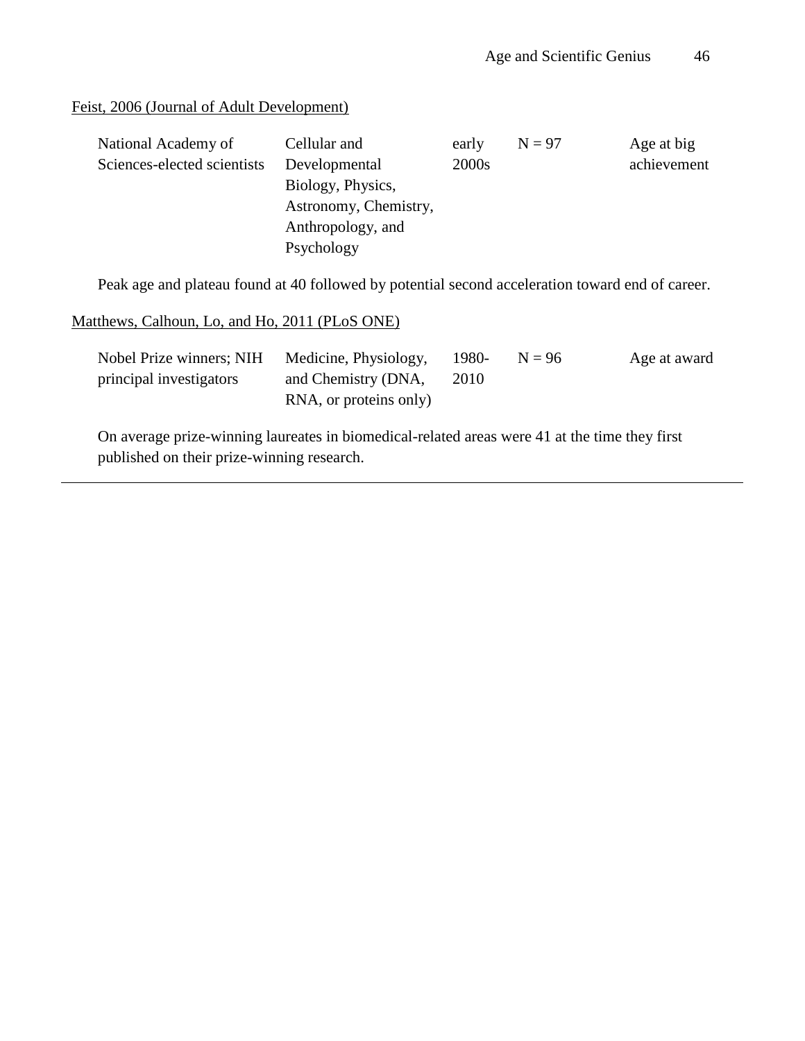<u>Feist, 2006 (Journal of Adult Development)</u>

| | | | | |
|---|---|---|---|---|
| National Academy of Sciences-elected scientists | Cellular and Developmental Biology, Physics, Astronomy, Chemistry, Anthropology, and Psychology | early 2000s | N = 97 | Age at big achievement |

Peak age and plateau found at 40 followed by potential second acceleration toward end of career.

<u>Matthews, Calhoun, Lo, and Ho, 2011 (PLoS ONE)</u>

| | | | | |
|---|---|---|---|---|
| Nobel Prize winners; NIH principal investigators | Medicine, Physiology, and Chemistry (DNA, RNA, or proteins only) | 1980-2010 | N = 96 | Age at award |

On average prize-winning laureates in biomedical-related areas were 41 at the time they first published on their prize-winning research.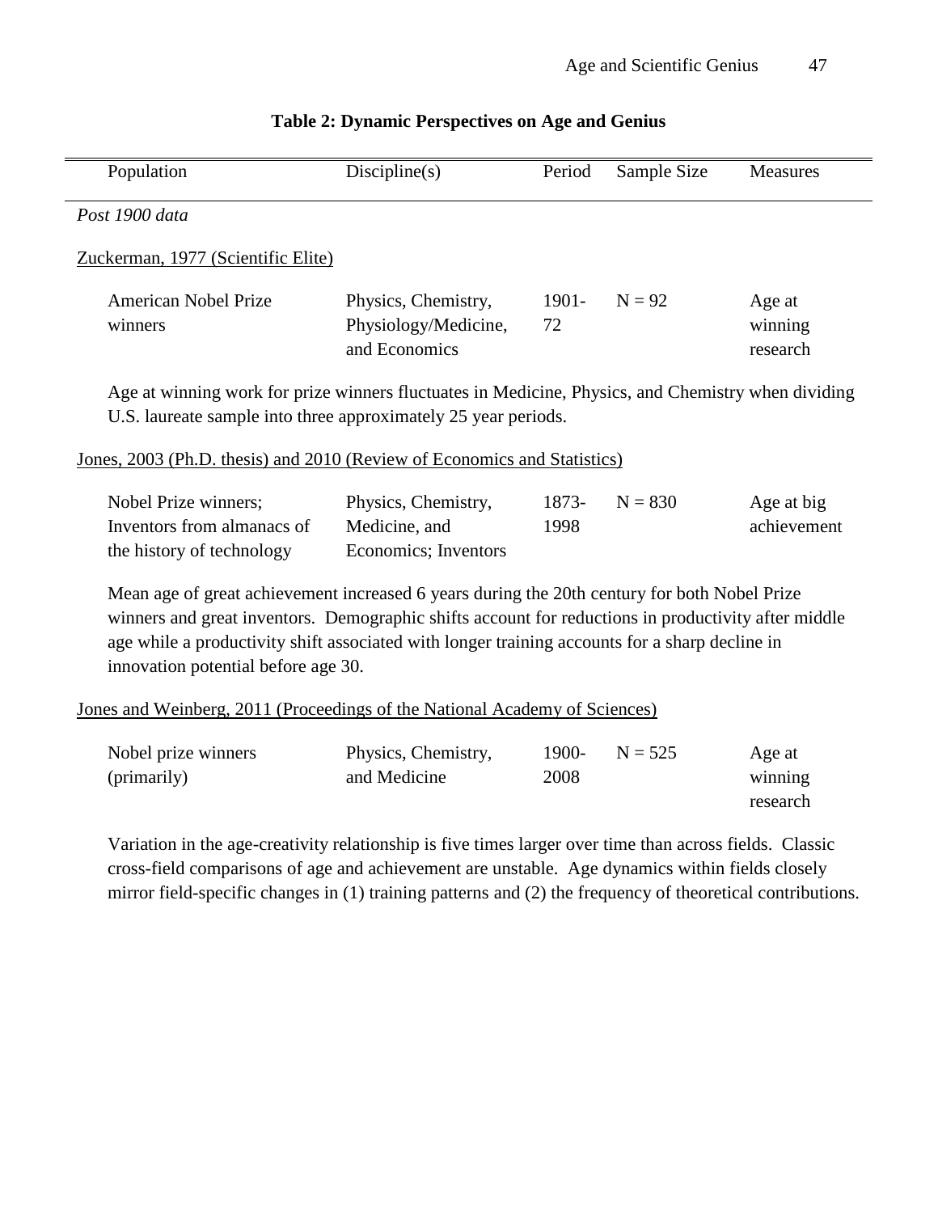**Table 2: Dynamic Perspectives on Age and Genius**

| Population | Discipline(s) | Period | Sample Size | Measures |
|---|---|---|---|---|
| *Post 1900 data* | | | | |
| <u>Zuckerman, 1977 (Scientific Elite)</u> | | | | |
| American Nobel Prize winners | Physics, Chemistry, Physiology/Medicine, and Economics | 1901-72 | N = 92 | Age at winning research |
| Age at winning work for prize winners fluctuates in Medicine, Physics, and Chemistry when dividing U.S. laureate sample into three approximately 25 year periods. | | | | |
| <u>Jones, 2003 (Ph.D. thesis) and 2010 (Review of Economics and Statistics)</u> | | | | |
| Nobel Prize winners; Inventors from almanacs of the history of technology | Physics, Chemistry, Medicine, and Economics; Inventors | 1873-1998 | N = 830 | Age at big achievement |
| Mean age of great achievement increased 6 years during the 20th century for both Nobel Prize winners and great inventors. Demographic shifts account for reductions in productivity after middle age while a productivity shift associated with longer training accounts for a sharp decline in innovation potential before age 30. | | | | |
| <u>Jones and Weinberg, 2011 (Proceedings of the National Academy of Sciences)</u> | | | | |
| Nobel prize winners (primarily) | Physics, Chemistry, and Medicine | 1900-2008 | N = 525 | Age at winning research |
| Variation in the age-creativity relationship is five times larger over time than across fields. Classic cross-field comparisons of age and achievement are unstable. Age dynamics within fields closely mirror field-specific changes in (1) training patterns and (2) the frequency of theoretical contributions. | | | | |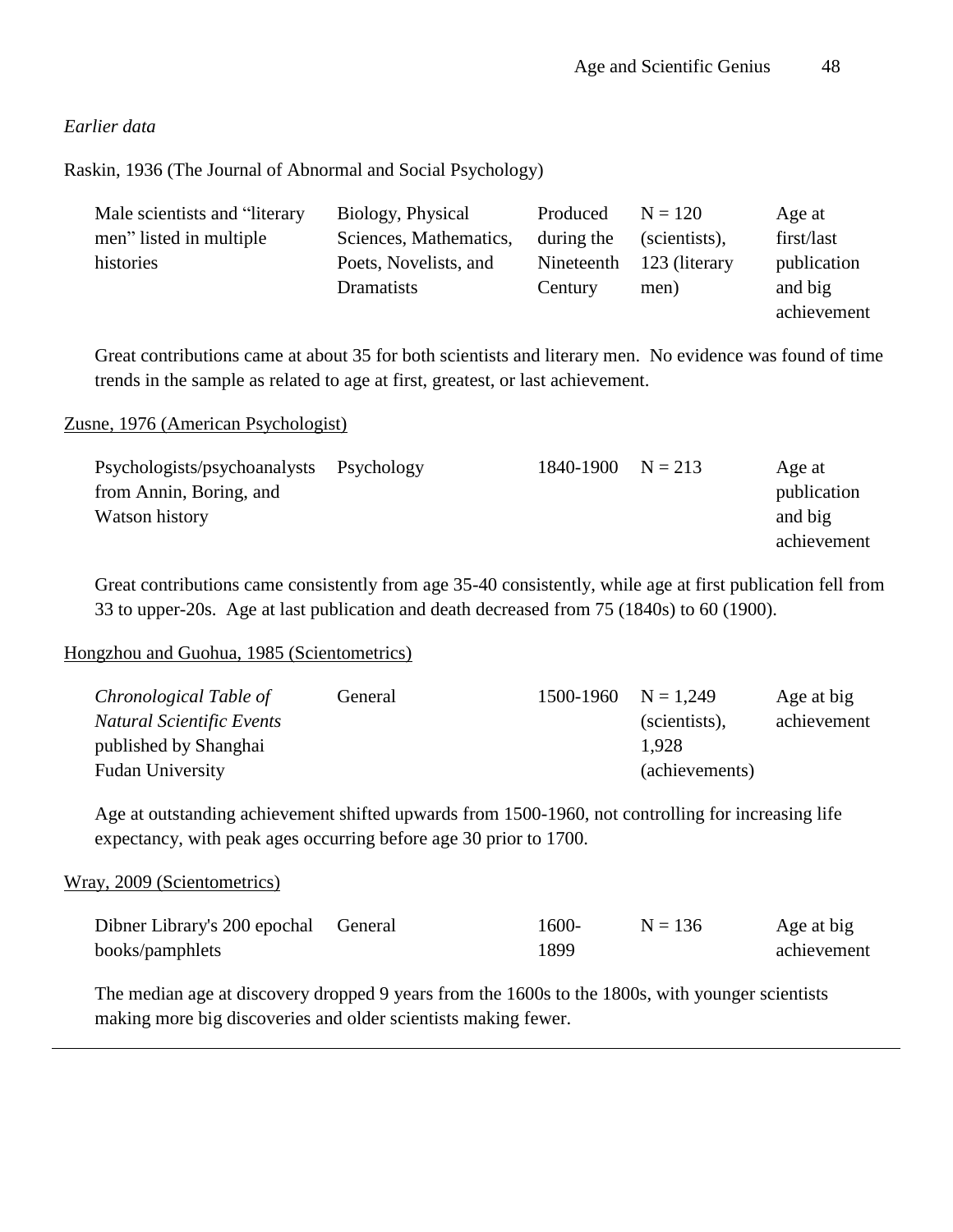*Earlier data*

Raskin, 1936 (The Journal of Abnormal and Social Psychology)

| | | | | |
|---|---|---|---|---|
| Male scientists and "literary men" listed in multiple histories | Biology, Physical Sciences, Mathematics, Poets, Novelists, and Dramatists | Produced during the Nineteenth Century | N = 120 (scientists), 123 (literary men) | Age at first/last publication and big achievement |

Great contributions came at about 35 for both scientists and literary men. No evidence was found of time trends in the sample as related to age at first, greatest, or last achievement.

Zusne, 1976 (American Psychologist)

| | | | | |
|---|---|---|---|---|
| Psychologists/psychoanalysts from Annin, Boring, and Watson history | Psychology | 1840-1900 | N = 213 | Age at publication and big achievement |

Great contributions came consistently from age 35-40 consistently, while age at first publication fell from 33 to upper-20s. Age at last publication and death decreased from 75 (1840s) to 60 (1900).

Hongzhou and Guohua, 1985 (Scientometrics)

| | | | | |
|---|---|---|---|---|
| *Chronological Table of Natural Scientific Events* published by Shanghai Fudan University | General | 1500-1960 | N = 1,249 (scientists), 1,928 (achievements) | Age at big achievement |

Age at outstanding achievement shifted upwards from 1500-1960, not controlling for increasing life expectancy, with peak ages occurring before age 30 prior to 1700.

Wray, 2009 (Scientometrics)

| | | | | |
|---|---|---|---|---|
| Dibner Library's 200 epochal books/pamphlets | General | 1600-1899 | N = 136 | Age at big achievement |

The median age at discovery dropped 9 years from the 1600s to the 1800s, with younger scientists making more big discoveries and older scientists making fewer.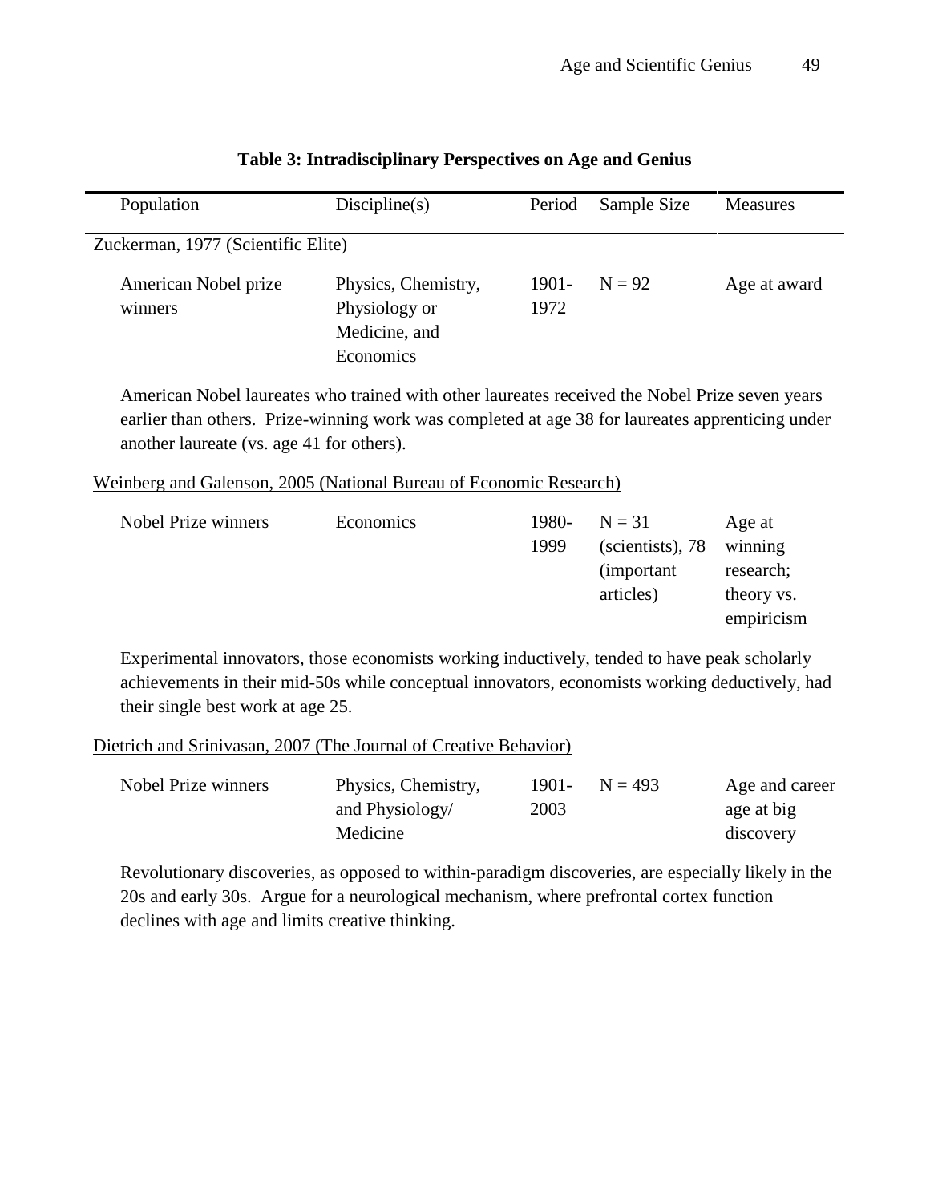**Table 3: Intradisciplinary Perspectives on Age and Genius**

| Population | Discipline(s) | Period | Sample Size | Measures |
|---|---|---|---|---|
| Zuckerman, 1977 (Scientific Elite) | | | | |
| American Nobel prize winners | Physics, Chemistry, Physiology or Medicine, and Economics | 1901-1972 | N = 92 | Age at award |
| American Nobel laureates who trained with other laureates received the Nobel Prize seven years earlier than others. Prize-winning work was completed at age 38 for laureates apprenticing under another laureate (vs. age 41 for others). | | | | |
| Weinberg and Galenson, 2005 (National Bureau of Economic Research) | | | | |
| Nobel Prize winners | Economics | 1980-1999 | N = 31 (scientists), 78 (important articles) | Age at winning research; theory vs. empiricism |
| Experimental innovators, those economists working inductively, tended to have peak scholarly achievements in their mid-50s while conceptual innovators, economists working deductively, had their single best work at age 25. | | | | |
| Dietrich and Srinivasan, 2007 (The Journal of Creative Behavior) | | | | |
| Nobel Prize winners | Physics, Chemistry, and Physiology/ Medicine | 1901-2003 | N = 493 | Age and career age at big discovery |
| Revolutionary discoveries, as opposed to within-paradigm discoveries, are especially likely in the 20s and early 30s. Argue for a neurological mechanism, where prefrontal cortex function declines with age and limits creative thinking. | | | | |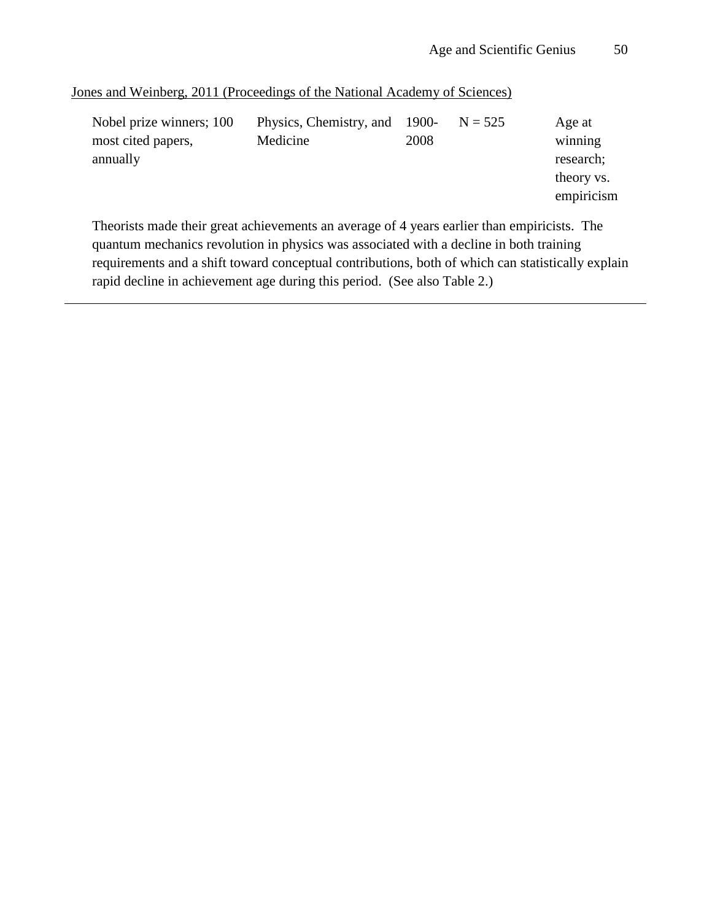<u>Jones and Weinberg, 2011 (Proceedings of the National Academy of Sciences)</u>

| | | | | |
|---|---|---|---|---|
| Nobel prize winners; 100 most cited papers, annually | Physics, Chemistry, and Medicine | 1900-2008 | N = 525 | Age at winning research; theory vs. empiricism |

Theorists made their great achievements an average of 4 years earlier than empiricists. The quantum mechanics revolution in physics was associated with a decline in both training requirements and a shift toward conceptual contributions, both of which can statistically explain rapid decline in achievement age during this period. (See also Table 2.)